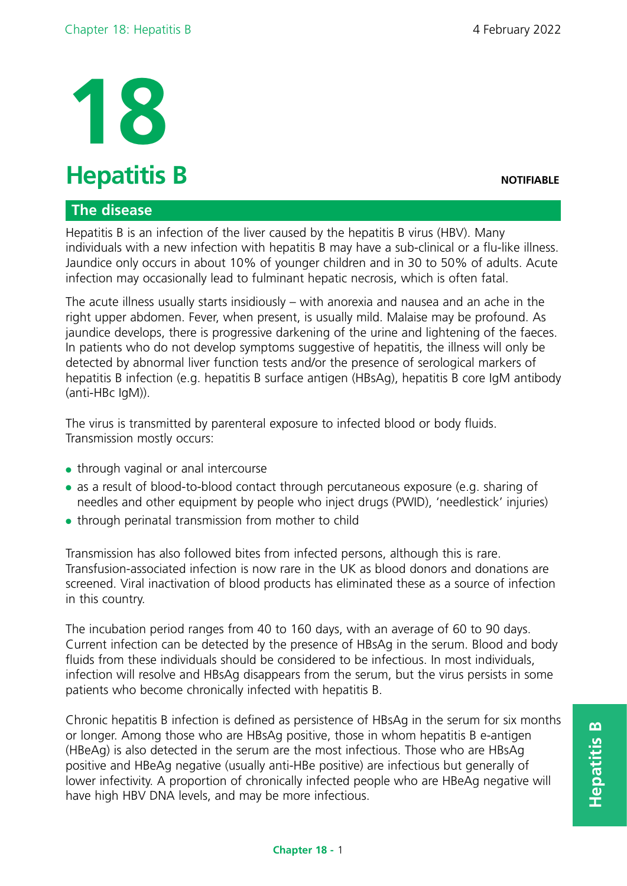# 18

# Hepatitis B

**NOTIFIABLE**

## The disease

Hepatitis B is an infection of the liver caused by the hepatitis B virus (HBV). Many individuals with a new infection with hepatitis B may have a sub-clinical or a flu-like illness. Jaundice only occurs in about 10% of younger children and in 30 to 50% of adults. Acute infection may occasionally lead to fulminant hepatic necrosis, which is often fatal.

The acute illness usually starts insidiously – with anorexia and nausea and an ache in the right upper abdomen. Fever, when present, is usually mild. Malaise may be profound. As jaundice develops, there is progressive darkening of the urine and lightening of the faeces. In patients who do not develop symptoms suggestive of hepatitis, the illness will only be detected by abnormal liver function tests and/or the presence of serological markers of hepatitis B infection (e.g. hepatitis B surface antigen (HBsAg), hepatitis B core IgM antibody (anti-HBc IgM)).

The virus is transmitted by parenteral exposure to infected blood or body fluids. Transmission mostly occurs:

- through vaginal or anal intercourse
- as a result of blood-to-blood contact through percutaneous exposure (e.g. sharing of needles and other equipment by people who inject drugs (PWID), 'needlestick' injuries)
- through perinatal transmission from mother to child

Transmission has also followed bites from infected persons, although this is rare. Transfusion-associated infection is now rare in the UK as blood donors and donations are screened. Viral inactivation of blood products has eliminated these as a source of infection in this country.

The incubation period ranges from 40 to 160 days, with an average of 60 to 90 days. Current infection can be detected by the presence of HBsAg in the serum. Blood and body fluids from these individuals should be considered to be infectious. In most individuals, infection will resolve and HBsAg disappears from the serum, but the virus persists in some patients who become chronically infected with hepatitis B.

Chronic hepatitis B infection is defined as persistence of HBsAg in the serum for six months or longer. Among those who are HBsAg positive, those in whom hepatitis B e-antigen (HBeAg) is also detected in the serum are the most infectious. Those who are HBsAg positive and HBeAg negative (usually anti-HBe positive) are infectious but generally of lower infectivity. A proportion of chronically infected people who are HBeAg negative will have high HBV DNA levels, and may be more infectious.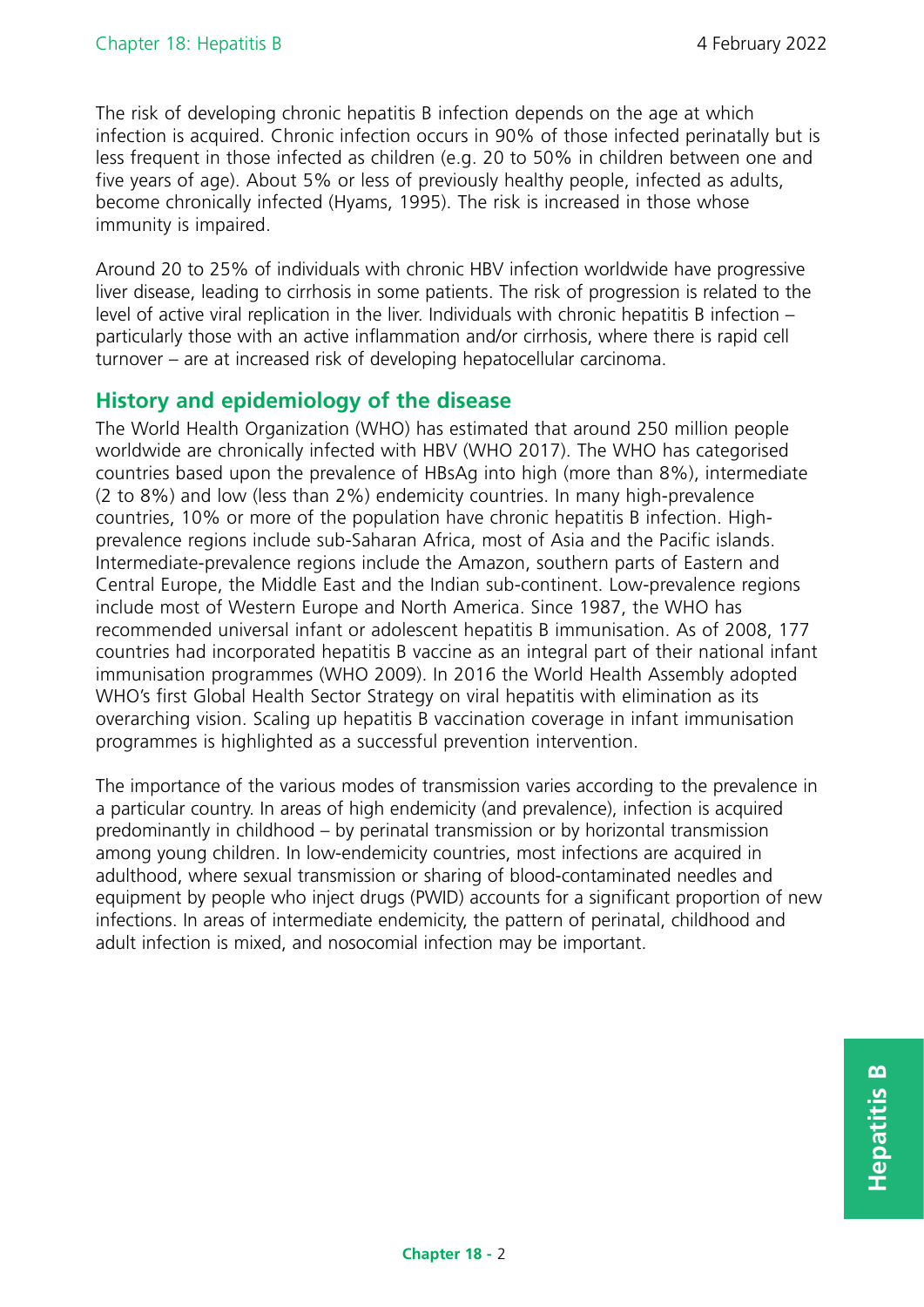The risk of developing chronic hepatitis B infection depends on the age at which infection is acquired. Chronic infection occurs in 90% of those infected perinatally but is less frequent in those infected as children (e.g. 20 to 50% in children between one and five years of age). About 5% or less of previously healthy people, infected as adults, become chronically infected (Hyams, 1995). The risk is increased in those whose immunity is impaired.

Around 20 to 25% of individuals with chronic HBV infection worldwide have progressive liver disease, leading to cirrhosis in some patients. The risk of progression is related to the level of active viral replication in the liver. Individuals with chronic hepatitis B infection – particularly those with an active inflammation and/or cirrhosis, where there is rapid cell turnover – are at increased risk of developing hepatocellular carcinoma.

## History and epidemiology of the disease

The World Health Organization (WHO) has estimated that around 250 million people worldwide are chronically infected with HBV (WHO 2017). The WHO has categorised countries based upon the prevalence of HBsAg into high (more than 8%), intermediate (2 to 8%) and low (less than 2%) endemicity countries. In many high-prevalence countries, 10% or more of the population have chronic hepatitis B infection. High-prevalence regions include sub-Saharan Africa, most of Asia and the Pacific islands. Intermediate-prevalence regions include the Amazon, southern parts of Eastern and Central Europe, the Middle East and the Indian sub-continent. Low-prevalence regions include most of Western Europe and North America. Since 1987, the WHO has recommended universal infant or adolescent hepatitis B immunisation. As of 2008, 177 countries had incorporated hepatitis B vaccine as an integral part of their national infant immunisation programmes (WHO 2009). In 2016 the World Health Assembly adopted WHO's first Global Health Sector Strategy on viral hepatitis with elimination as its overarching vision. Scaling up hepatitis B vaccination coverage in infant immunisation programmes is highlighted as a successful prevention intervention.

The importance of the various modes of transmission varies according to the prevalence in a particular country. In areas of high endemicity (and prevalence), infection is acquired predominantly in childhood – by perinatal transmission or by horizontal transmission among young children. In low-endemicity countries, most infections are acquired in adulthood, where sexual transmission or sharing of blood-contaminated needles and equipment by people who inject drugs (PWID) accounts for a significant proportion of new infections. In areas of intermediate endemicity, the pattern of perinatal, childhood and adult infection is mixed, and nosocomial infection may be important.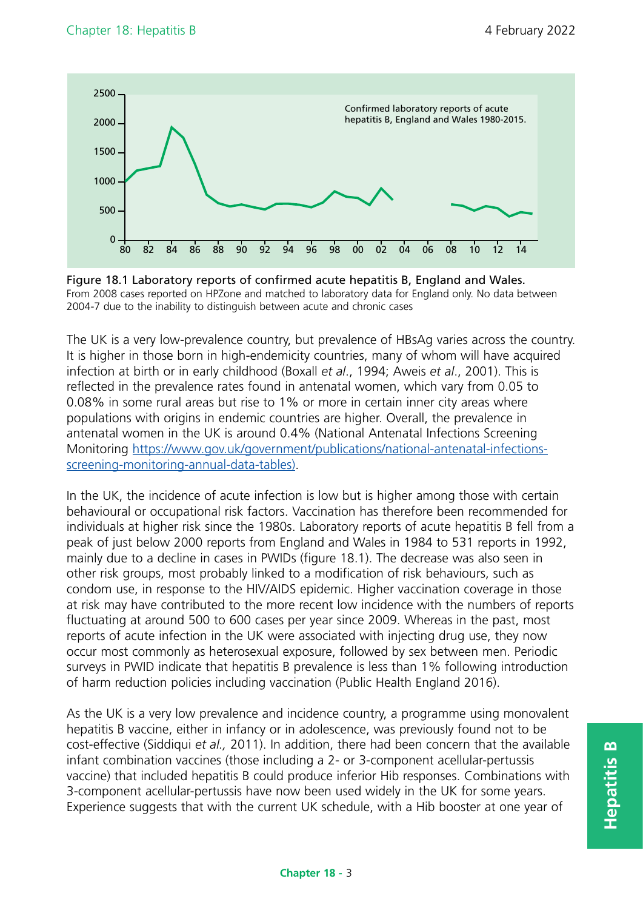**Figure 18.1 Laboratory reports of confirmed acute hepatitis B, England and Wales.**
From 2008 cases reported on HPZone and matched to laboratory data for England only. No data between 2004-7 due to the inability to distinguish between acute and chronic cases

The UK is a very low-prevalence country, but prevalence of HBsAg varies across the country. It is higher in those born in high-endemicity countries, many of whom will have acquired infection at birth or in early childhood (Boxall *et al*., 1994; Aweis *et al*., 2001). This is reflected in the prevalence rates found in antenatal women, which vary from 0.05 to 0.08% in some rural areas but rise to 1% or more in certain inner city areas where populations with origins in endemic countries are higher. Overall, the prevalence in antenatal women in the UK is around 0.4% (National Antenatal Infections Screening Monitoring [https://www.gov.uk/government/publications/national-antenatal-infections-screening-monitoring-annual-data-tables)](https://www.gov.uk/government/publications/national-antenatal-infections-screening-monitoring-annual-data-tables).

In the UK, the incidence of acute infection is low but is higher among those with certain behavioural or occupational risk factors. Vaccination has therefore been recommended for individuals at higher risk since the 1980s. Laboratory reports of acute hepatitis B fell from a peak of just below 2000 reports from England and Wales in 1984 to 531 reports in 1992, mainly due to a decline in cases in PWIDs (figure 18.1). The decrease was also seen in other risk groups, most probably linked to a modification of risk behaviours, such as condom use, in response to the HIV/AIDS epidemic. Higher vaccination coverage in those at risk may have contributed to the more recent low incidence with the numbers of reports fluctuating at around 500 to 600 cases per year since 2009. Whereas in the past, most reports of acute infection in the UK were associated with injecting drug use, they now occur most commonly as heterosexual exposure, followed by sex between men. Periodic surveys in PWID indicate that hepatitis B prevalence is less than 1% following introduction of harm reduction policies including vaccination (Public Health England 2016).

As the UK is a very low prevalence and incidence country, a programme using monovalent hepatitis B vaccine, either in infancy or in adolescence, was previously found not to be cost-effective (Siddiqui *et al.,* 2011). In addition, there had been concern that the available infant combination vaccines (those including a 2- or 3-component acellular-pertussis vaccine) that included hepatitis B could produce inferior Hib responses. Combinations with 3-component acellular-pertussis have now been used widely in the UK for some years. Experience suggests that with the current UK schedule, with a Hib booster at one year of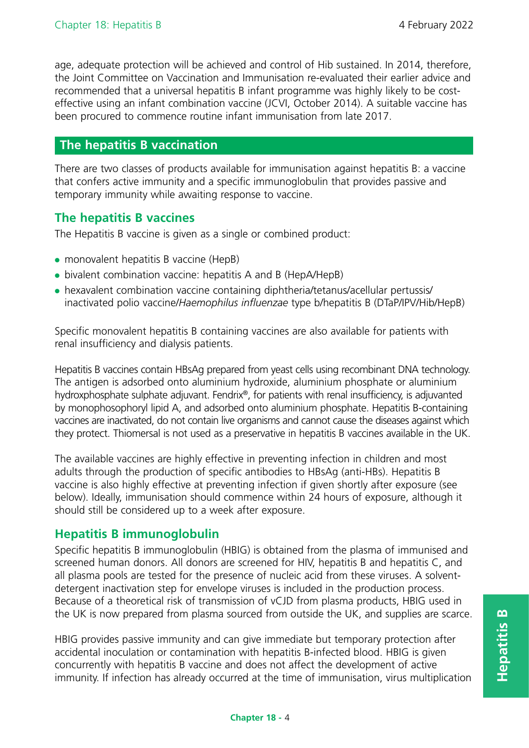age, adequate protection will be achieved and control of Hib sustained. In 2014, therefore, the Joint Committee on Vaccination and Immunisation re-evaluated their earlier advice and recommended that a universal hepatitis B infant programme was highly likely to be cost-effective using an infant combination vaccine (JCVI, October 2014). A suitable vaccine has been procured to commence routine infant immunisation from late 2017.

## The hepatitis B vaccination

There are two classes of products available for immunisation against hepatitis B: a vaccine that confers active immunity and a specific immunoglobulin that provides passive and temporary immunity while awaiting response to vaccine.

### The hepatitis B vaccines

The Hepatitis B vaccine is given as a single or combined product:

- monovalent hepatitis B vaccine (HepB)
- bivalent combination vaccine: hepatitis A and B (HepA/HepB)
- hexavalent combination vaccine containing diphtheria/tetanus/acellular pertussis/inactivated polio vaccine/*Haemophilus influenzae* type b/hepatitis B (DTaP/IPV/Hib/HepB)

Specific monovalent hepatitis B containing vaccines are also available for patients with renal insufficiency and dialysis patients.

Hepatitis B vaccines contain HBsAg prepared from yeast cells using recombinant DNA technology. The antigen is adsorbed onto aluminium hydroxide, aluminium phosphate or aluminium hydroxphosphate sulphate adjuvant. Fendrix®, for patients with renal insufficiency, is adjuvanted by monophosophoryl lipid A, and adsorbed onto aluminium phosphate. Hepatitis B-containing vaccines are inactivated, do not contain live organisms and cannot cause the diseases against which they protect. Thiomersal is not used as a preservative in hepatitis B vaccines available in the UK.

The available vaccines are highly effective in preventing infection in children and most adults through the production of specific antibodies to HBsAg (anti-HBs). Hepatitis B vaccine is also highly effective at preventing infection if given shortly after exposure (see below). Ideally, immunisation should commence within 24 hours of exposure, although it should still be considered up to a week after exposure.

### Hepatitis B immunoglobulin

Specific hepatitis B immunoglobulin (HBIG) is obtained from the plasma of immunised and screened human donors. All donors are screened for HIV, hepatitis B and hepatitis C, and all plasma pools are tested for the presence of nucleic acid from these viruses. A solvent-detergent inactivation step for envelope viruses is included in the production process. Because of a theoretical risk of transmission of vCJD from plasma products, HBIG used in the UK is now prepared from plasma sourced from outside the UK, and supplies are scarce.

HBIG provides passive immunity and can give immediate but temporary protection after accidental inoculation or contamination with hepatitis B-infected blood. HBIG is given concurrently with hepatitis B vaccine and does not affect the development of active immunity. If infection has already occurred at the time of immunisation, virus multiplication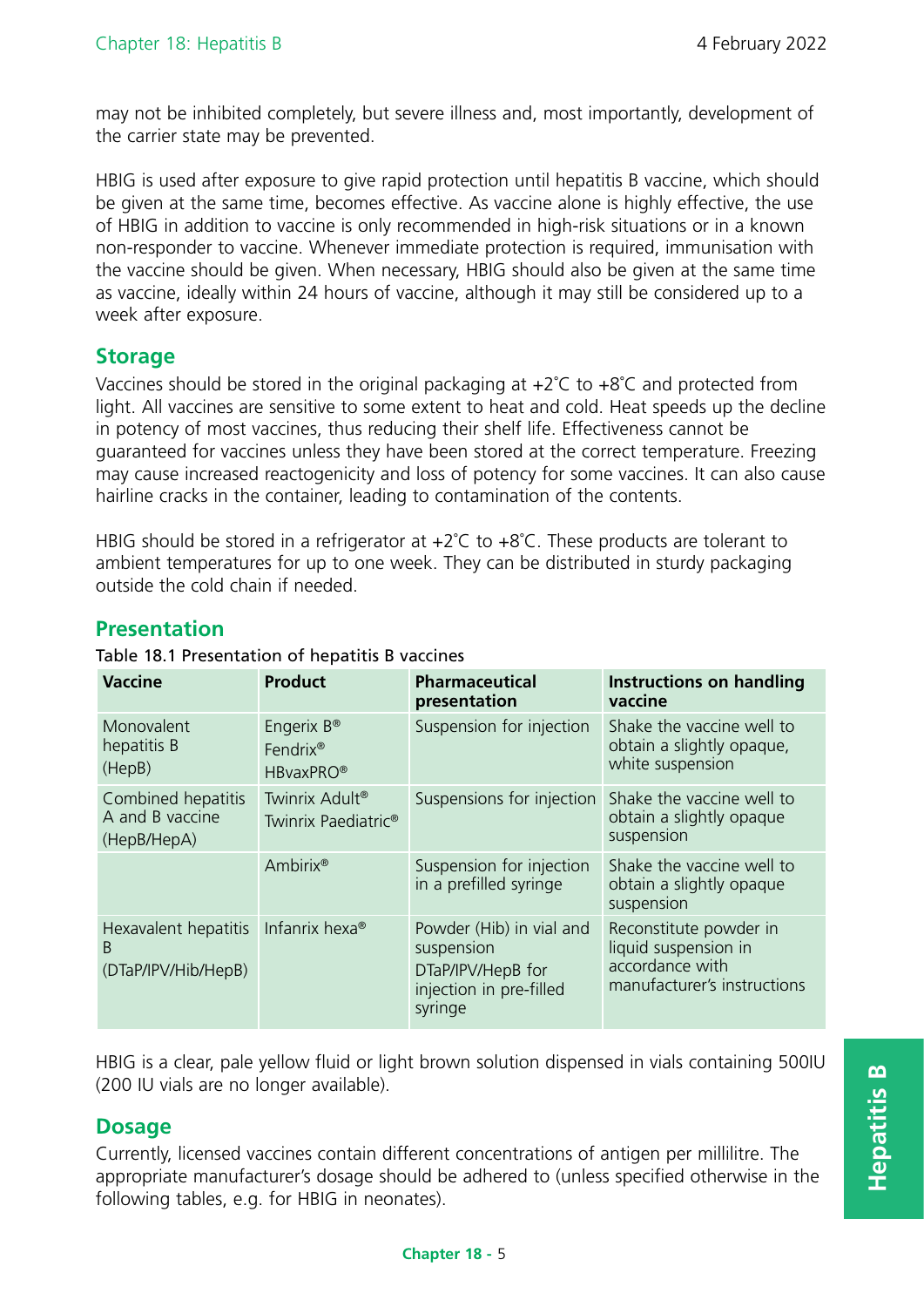may not be inhibited completely, but severe illness and, most importantly, development of the carrier state may be prevented.

HBIG is used after exposure to give rapid protection until hepatitis B vaccine, which should be given at the same time, becomes effective. As vaccine alone is highly effective, the use of HBIG in addition to vaccine is only recommended in high-risk situations or in a known non-responder to vaccine. Whenever immediate protection is required, immunisation with the vaccine should be given. When necessary, HBIG should also be given at the same time as vaccine, ideally within 24 hours of vaccine, although it may still be considered up to a week after exposure.

## Storage

Vaccines should be stored in the original packaging at +2˚C to +8˚C and protected from light. All vaccines are sensitive to some extent to heat and cold. Heat speeds up the decline in potency of most vaccines, thus reducing their shelf life. Effectiveness cannot be guaranteed for vaccines unless they have been stored at the correct temperature. Freezing may cause increased reactogenicity and loss of potency for some vaccines. It can also cause hairline cracks in the container, leading to contamination of the contents.

HBIG should be stored in a refrigerator at +2˚C to +8˚C. These products are tolerant to ambient temperatures for up to one week. They can be distributed in sturdy packaging outside the cold chain if needed.

## Presentation

Table 18.1 Presentation of hepatitis B vaccines

| Vaccine | Product | Pharmaceutical presentation | Instructions on handling vaccine |
|---|---|---|---|
| Monovalent hepatitis B (HepB) | Engerix B® Fendrix® HBvaxPRO® | Suspension for injection | Shake the vaccine well to obtain a slightly opaque, white suspension |
| Combined hepatitis A and B vaccine (HepB/HepA) | Twinrix Adult® Twinrix Paediatric® | Suspensions for injection | Shake the vaccine well to obtain a slightly opaque suspension |
| | Ambirix® | Suspension for injection in a prefilled syringe | Shake the vaccine well to obtain a slightly opaque suspension |
| Hexavalent hepatitis B (DTaP/IPV/Hib/HepB) | Infanrix hexa® | Powder (Hib) in vial and suspension DTaP/IPV/HepB for injection in pre-filled syringe | Reconstitute powder in liquid suspension in accordance with manufacturer's instructions |

HBIG is a clear, pale yellow fluid or light brown solution dispensed in vials containing 500IU (200 IU vials are no longer available).

## Dosage

Currently, licensed vaccines contain different concentrations of antigen per millilitre. The appropriate manufacturer's dosage should be adhered to (unless specified otherwise in the following tables, e.g. for HBIG in neonates).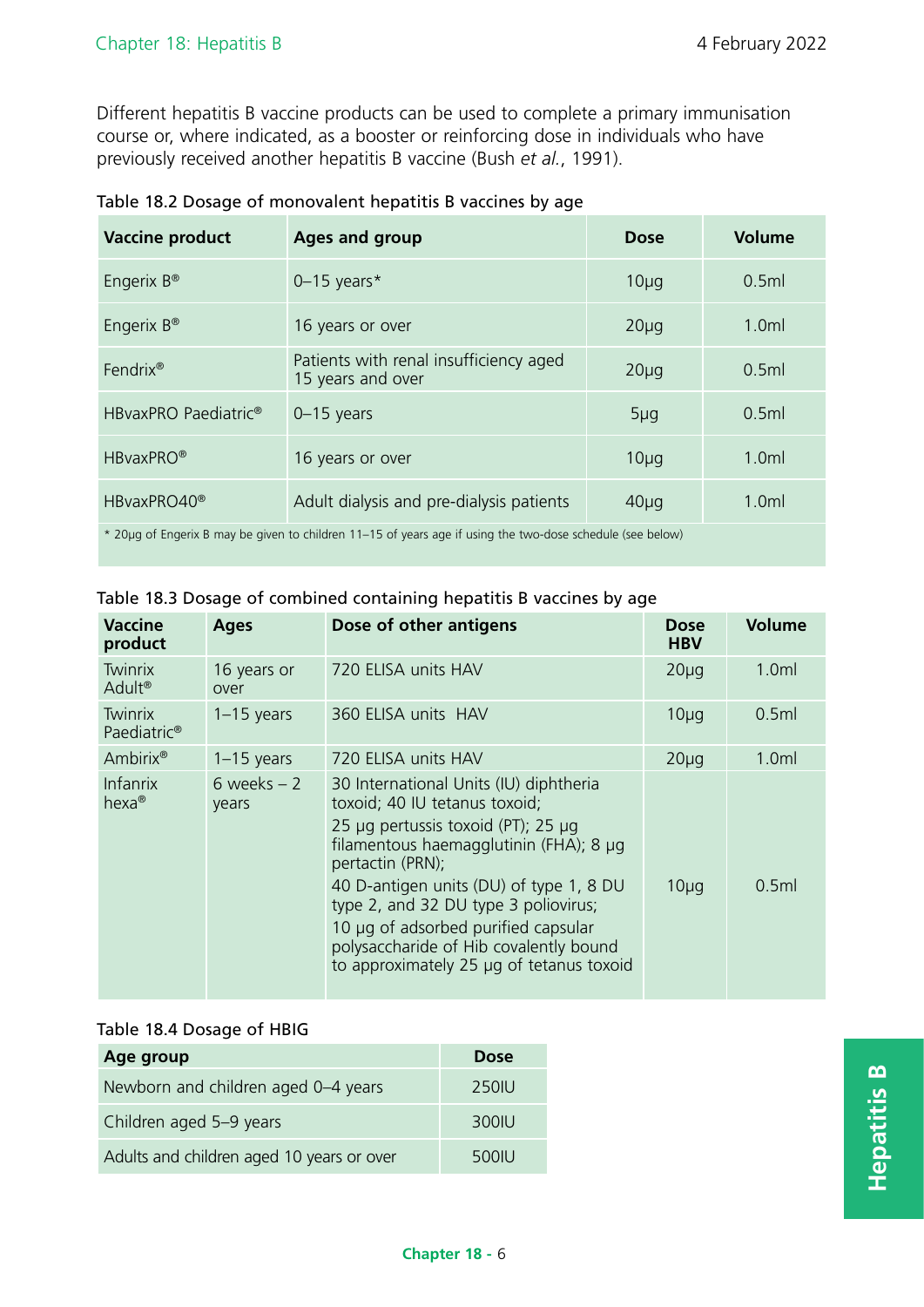Different hepatitis B vaccine products can be used to complete a primary immunisation course or, where indicated, as a booster or reinforcing dose in individuals who have previously received another hepatitis B vaccine (Bush *et al.*, 1991).

Table 18.2 Dosage of monovalent hepatitis B vaccines by age

| Vaccine product | Ages and group | Dose | Volume |
|---|---|---|---|
| Engerix B® | 0–15 years* | 10µg | 0.5ml |
| Engerix B® | 16 years or over | 20µg | 1.0ml |
| Fendrix® | Patients with renal insufficiency aged 15 years and over | 20µg | 0.5ml |
| HBvaxPRO Paediatric® | 0–15 years | 5µg | 0.5ml |
| HBvaxPRO® | 16 years or over | 10µg | 1.0ml |
| HBvaxPRO40® | Adult dialysis and pre-dialysis patients | 40µg | 1.0ml |

\* 20µg of Engerix B may be given to children 11–15 of years age if using the two-dose schedule (see below)

Table 18.3 Dosage of combined containing hepatitis B vaccines by age

| Vaccine product | Ages | Dose of other antigens | Dose HBV | Volume |
|---|---|---|---|---|
| Twinrix Adult® | 16 years or over | 720 ELISA units HAV | 20µg | 1.0ml |
| Twinrix Paediatric® | 1–15 years | 360 ELISA units HAV | 10µg | 0.5ml |
| Ambirix® | 1–15 years | 720 ELISA units HAV | 20µg | 1.0ml |
| Infanrix hexa® | 6 weeks – 2 years | 30 International Units (IU) diphtheria toxoid; 40 IU tetanus toxoid; 25 µg pertussis toxoid (PT); 25 µg filamentous haemagglutinin (FHA); 8 µg pertactin (PRN); 40 D-antigen units (DU) of type 1, 8 DU type 2, and 32 DU type 3 poliovirus; 10 µg of adsorbed purified capsular polysaccharide of Hib covalently bound to approximately 25 µg of tetanus toxoid | 10µg | 0.5ml |

Table 18.4 Dosage of HBIG

| Age group | Dose |
|---|---|
| Newborn and children aged 0–4 years | 250IU |
| Children aged 5–9 years | 300IU |
| Adults and children aged 10 years or over | 500IU |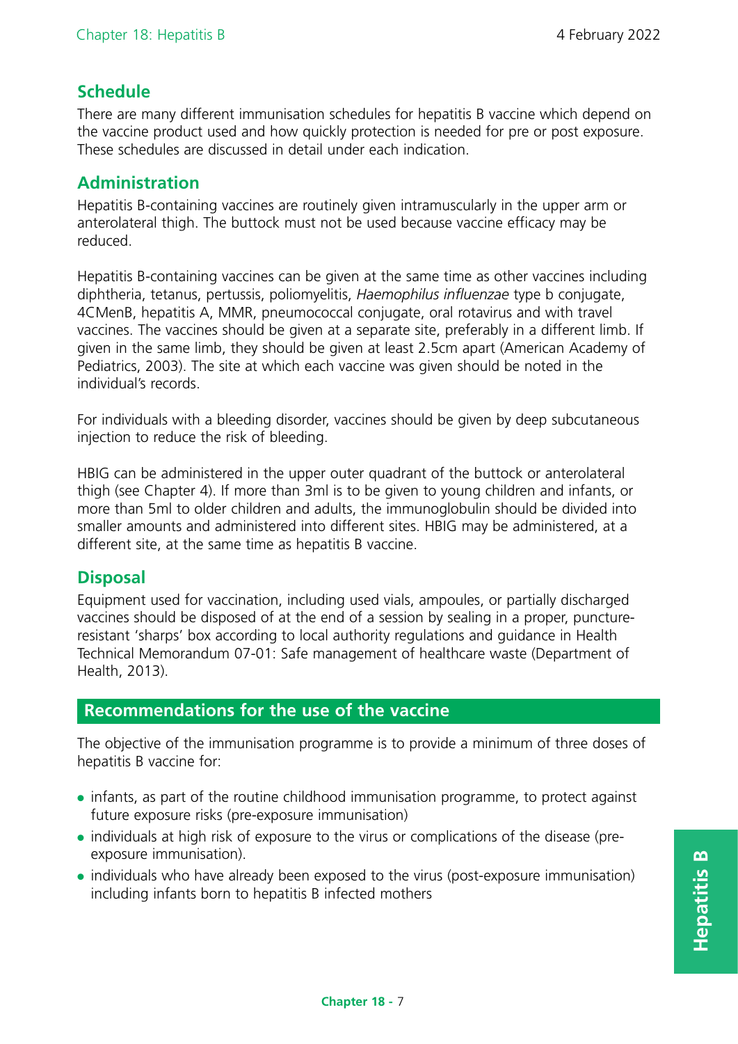## Schedule

There are many different immunisation schedules for hepatitis B vaccine which depend on the vaccine product used and how quickly protection is needed for pre or post exposure. These schedules are discussed in detail under each indication.

## Administration

Hepatitis B-containing vaccines are routinely given intramuscularly in the upper arm or anterolateral thigh. The buttock must not be used because vaccine efficacy may be reduced.

Hepatitis B-containing vaccines can be given at the same time as other vaccines including diphtheria, tetanus, pertussis, poliomyelitis, *Haemophilus influenzae* type b conjugate, 4CMenB, hepatitis A, MMR, pneumococcal conjugate, oral rotavirus and with travel vaccines. The vaccines should be given at a separate site, preferably in a different limb. If given in the same limb, they should be given at least 2.5cm apart (American Academy of Pediatrics, 2003). The site at which each vaccine was given should be noted in the individual's records.

For individuals with a bleeding disorder, vaccines should be given by deep subcutaneous injection to reduce the risk of bleeding.

HBIG can be administered in the upper outer quadrant of the buttock or anterolateral thigh (see Chapter 4). If more than 3ml is to be given to young children and infants, or more than 5ml to older children and adults, the immunoglobulin should be divided into smaller amounts and administered into different sites. HBIG may be administered, at a different site, at the same time as hepatitis B vaccine.

## Disposal

Equipment used for vaccination, including used vials, ampoules, or partially discharged vaccines should be disposed of at the end of a session by sealing in a proper, puncture-resistant 'sharps' box according to local authority regulations and guidance in Health Technical Memorandum 07-01: Safe management of healthcare waste (Department of Health, 2013).

# Recommendations for the use of the vaccine

The objective of the immunisation programme is to provide a minimum of three doses of hepatitis B vaccine for:

- infants, as part of the routine childhood immunisation programme, to protect against future exposure risks (pre-exposure immunisation)
- individuals at high risk of exposure to the virus or complications of the disease (pre-exposure immunisation).
- individuals who have already been exposed to the virus (post-exposure immunisation) including infants born to hepatitis B infected mothers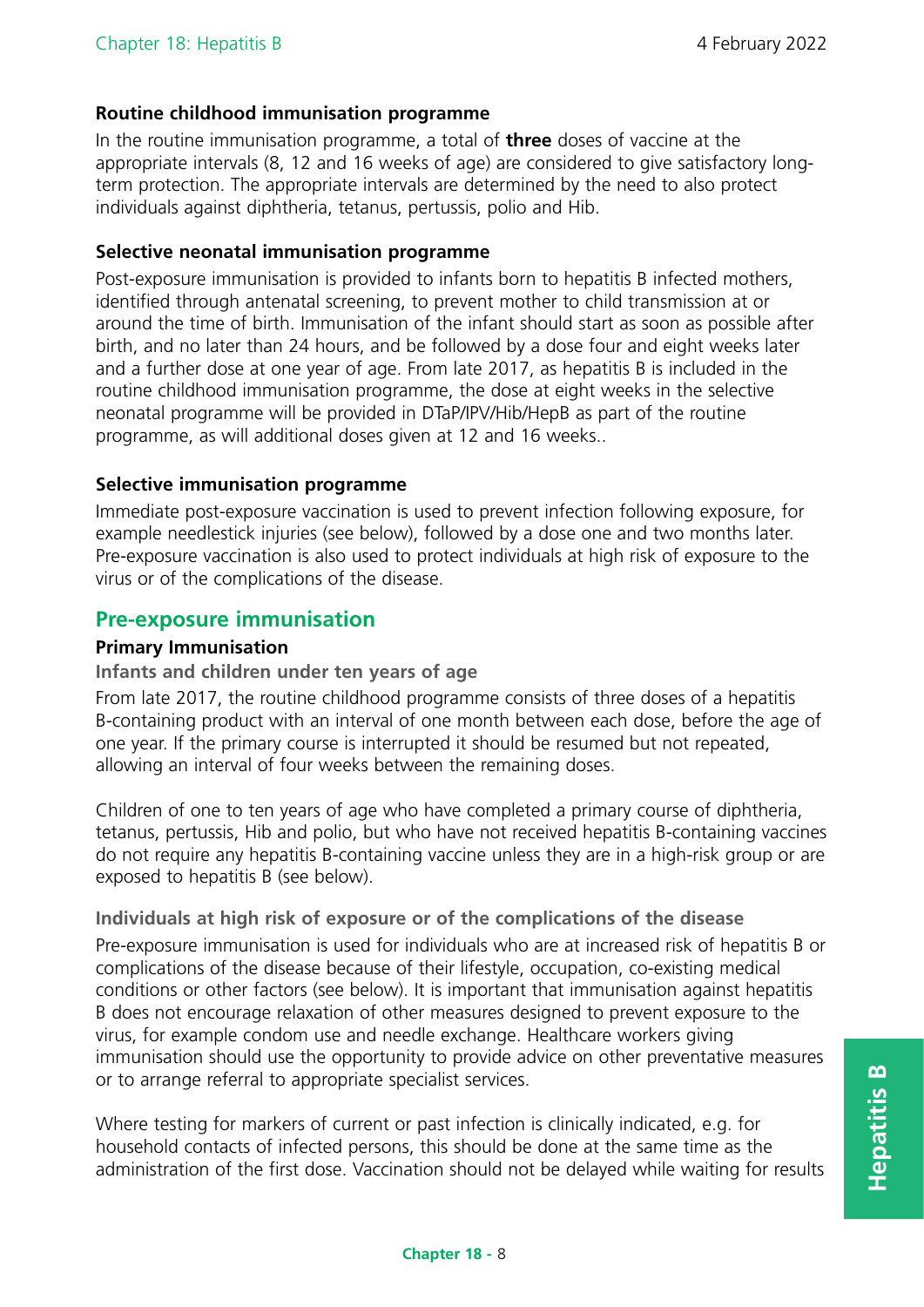### Routine childhood immunisation programme

In the routine immunisation programme, a total of **three** doses of vaccine at the appropriate intervals (8, 12 and 16 weeks of age) are considered to give satisfactory long-term protection. The appropriate intervals are determined by the need to also protect individuals against diphtheria, tetanus, pertussis, polio and Hib.

### Selective neonatal immunisation programme

Post-exposure immunisation is provided to infants born to hepatitis B infected mothers, identified through antenatal screening, to prevent mother to child transmission at or around the time of birth. Immunisation of the infant should start as soon as possible after birth, and no later than 24 hours, and be followed by a dose four and eight weeks later and a further dose at one year of age. From late 2017, as hepatitis B is included in the routine childhood immunisation programme, the dose at eight weeks in the selective neonatal programme will be provided in DTaP/IPV/Hib/HepB as part of the routine programme, as will additional doses given at 12 and 16 weeks..

### Selective immunisation programme

Immediate post-exposure vaccination is used to prevent infection following exposure, for example needlestick injuries (see below), followed by a dose one and two months later. Pre-exposure vaccination is also used to protect individuals at high risk of exposure to the virus or of the complications of the disease.

## Pre-exposure immunisation

### Primary Immunisation

#### Infants and children under ten years of age

From late 2017, the routine childhood programme consists of three doses of a hepatitis B-containing product with an interval of one month between each dose, before the age of one year. If the primary course is interrupted it should be resumed but not repeated, allowing an interval of four weeks between the remaining doses.

Children of one to ten years of age who have completed a primary course of diphtheria, tetanus, pertussis, Hib and polio, but who have not received hepatitis B-containing vaccines do not require any hepatitis B-containing vaccine unless they are in a high-risk group or are exposed to hepatitis B (see below).

#### Individuals at high risk of exposure or of the complications of the disease

Pre-exposure immunisation is used for individuals who are at increased risk of hepatitis B or complications of the disease because of their lifestyle, occupation, co-existing medical conditions or other factors (see below). It is important that immunisation against hepatitis B does not encourage relaxation of other measures designed to prevent exposure to the virus, for example condom use and needle exchange. Healthcare workers giving immunisation should use the opportunity to provide advice on other preventative measures or to arrange referral to appropriate specialist services.

Where testing for markers of current or past infection is clinically indicated, e.g. for household contacts of infected persons, this should be done at the same time as the administration of the first dose. Vaccination should not be delayed while waiting for results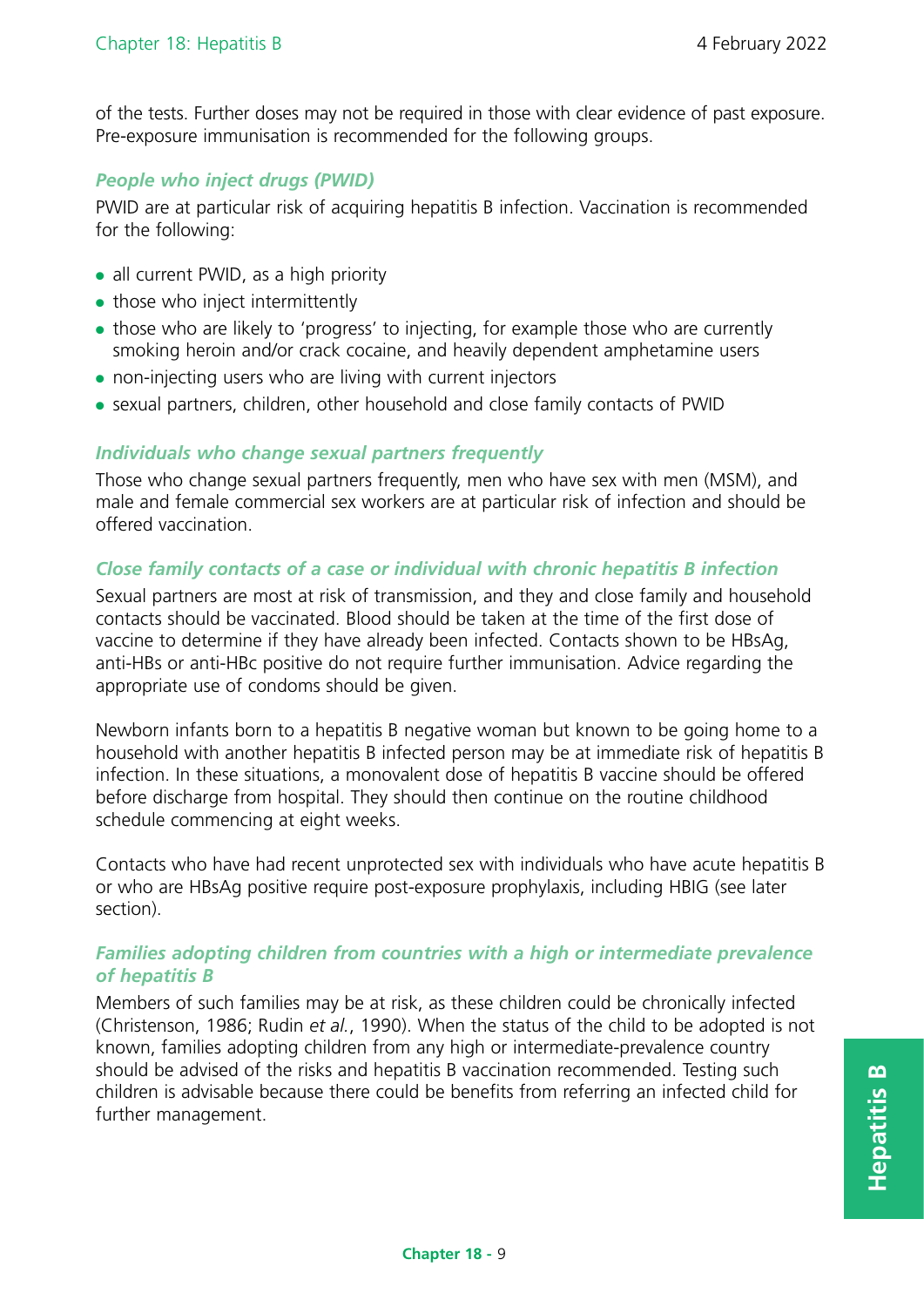of the tests. Further doses may not be required in those with clear evidence of past exposure. Pre-exposure immunisation is recommended for the following groups.

### *People who inject drugs (PWID)*

PWID are at particular risk of acquiring hepatitis B infection. Vaccination is recommended for the following:

- all current PWID, as a high priority
- those who inject intermittently
- those who are likely to 'progress' to injecting, for example those who are currently smoking heroin and/or crack cocaine, and heavily dependent amphetamine users
- non-injecting users who are living with current injectors
- sexual partners, children, other household and close family contacts of PWID

### *Individuals who change sexual partners frequently*

Those who change sexual partners frequently, men who have sex with men (MSM), and male and female commercial sex workers are at particular risk of infection and should be offered vaccination.

### *Close family contacts of a case or individual with chronic hepatitis B infection*

Sexual partners are most at risk of transmission, and they and close family and household contacts should be vaccinated. Blood should be taken at the time of the first dose of vaccine to determine if they have already been infected. Contacts shown to be HBsAg, anti-HBs or anti-HBc positive do not require further immunisation. Advice regarding the appropriate use of condoms should be given.

Newborn infants born to a hepatitis B negative woman but known to be going home to a household with another hepatitis B infected person may be at immediate risk of hepatitis B infection. In these situations, a monovalent dose of hepatitis B vaccine should be offered before discharge from hospital. They should then continue on the routine childhood schedule commencing at eight weeks.

Contacts who have had recent unprotected sex with individuals who have acute hepatitis B or who are HBsAg positive require post-exposure prophylaxis, including HBIG (see later section).

### *Families adopting children from countries with a high or intermediate prevalence of hepatitis B*

Members of such families may be at risk, as these children could be chronically infected (Christenson, 1986; Rudin *et al.*, 1990). When the status of the child to be adopted is not known, families adopting children from any high or intermediate-prevalence country should be advised of the risks and hepatitis B vaccination recommended. Testing such children is advisable because there could be benefits from referring an infected child for further management.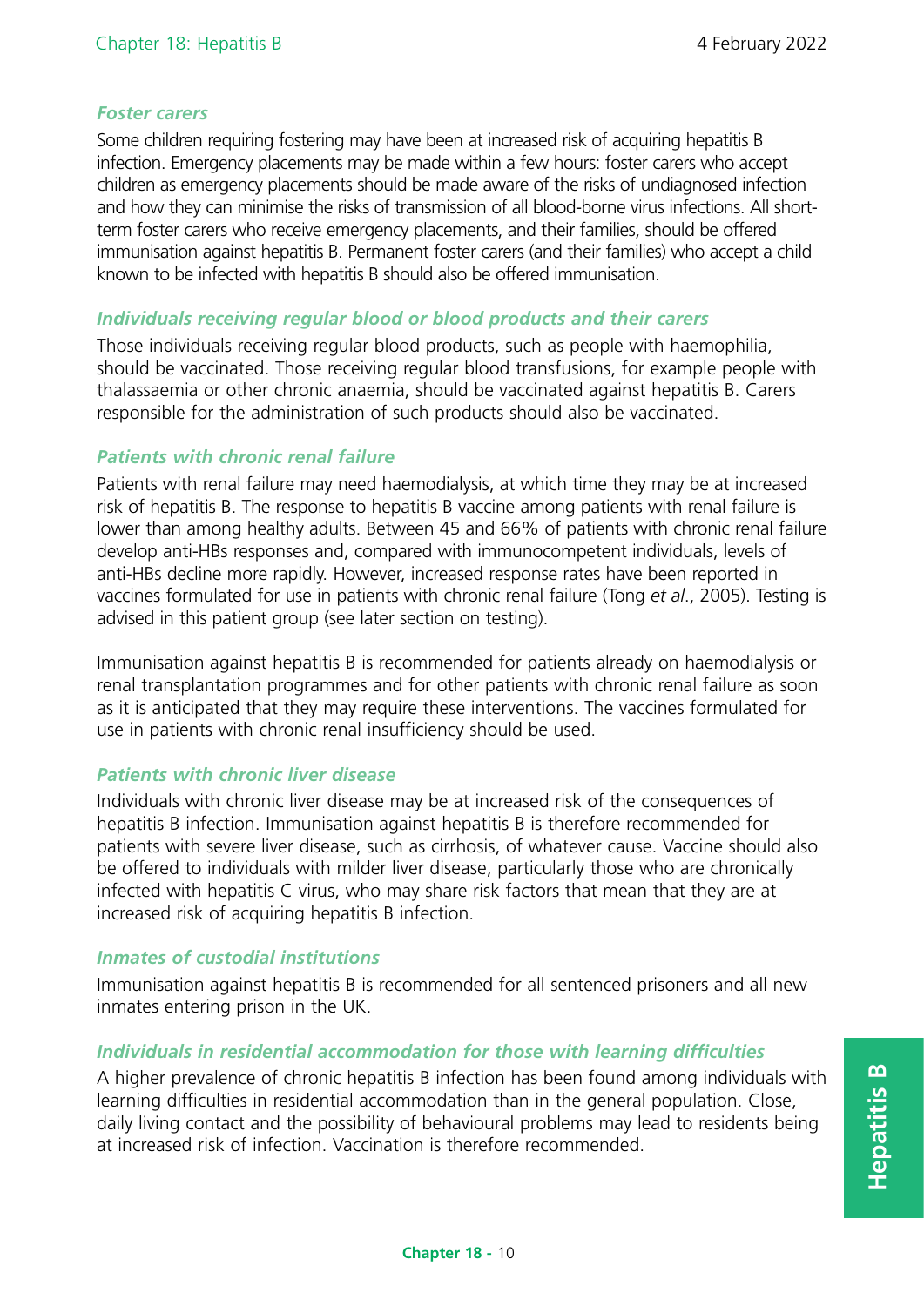### *Foster carers*

Some children requiring fostering may have been at increased risk of acquiring hepatitis B infection. Emergency placements may be made within a few hours: foster carers who accept children as emergency placements should be made aware of the risks of undiagnosed infection and how they can minimise the risks of transmission of all blood-borne virus infections. All short-term foster carers who receive emergency placements, and their families, should be offered immunisation against hepatitis B. Permanent foster carers (and their families) who accept a child known to be infected with hepatitis B should also be offered immunisation.

### *Individuals receiving regular blood or blood products and their carers*

Those individuals receiving regular blood products, such as people with haemophilia, should be vaccinated. Those receiving regular blood transfusions, for example people with thalassaemia or other chronic anaemia, should be vaccinated against hepatitis B. Carers responsible for the administration of such products should also be vaccinated.

### *Patients with chronic renal failure*

Patients with renal failure may need haemodialysis, at which time they may be at increased risk of hepatitis B. The response to hepatitis B vaccine among patients with renal failure is lower than among healthy adults. Between 45 and 66% of patients with chronic renal failure develop anti-HBs responses and, compared with immunocompetent individuals, levels of anti-HBs decline more rapidly. However, increased response rates have been reported in vaccines formulated for use in patients with chronic renal failure (Tong *et al*., 2005). Testing is advised in this patient group (see later section on testing).

Immunisation against hepatitis B is recommended for patients already on haemodialysis or renal transplantation programmes and for other patients with chronic renal failure as soon as it is anticipated that they may require these interventions. The vaccines formulated for use in patients with chronic renal insufficiency should be used.

### *Patients with chronic liver disease*

Individuals with chronic liver disease may be at increased risk of the consequences of hepatitis B infection. Immunisation against hepatitis B is therefore recommended for patients with severe liver disease, such as cirrhosis, of whatever cause. Vaccine should also be offered to individuals with milder liver disease, particularly those who are chronically infected with hepatitis C virus, who may share risk factors that mean that they are at increased risk of acquiring hepatitis B infection.

### *Inmates of custodial institutions*

Immunisation against hepatitis B is recommended for all sentenced prisoners and all new inmates entering prison in the UK.

### *Individuals in residential accommodation for those with learning difficulties*

A higher prevalence of chronic hepatitis B infection has been found among individuals with learning difficulties in residential accommodation than in the general population. Close, daily living contact and the possibility of behavioural problems may lead to residents being at increased risk of infection. Vaccination is therefore recommended.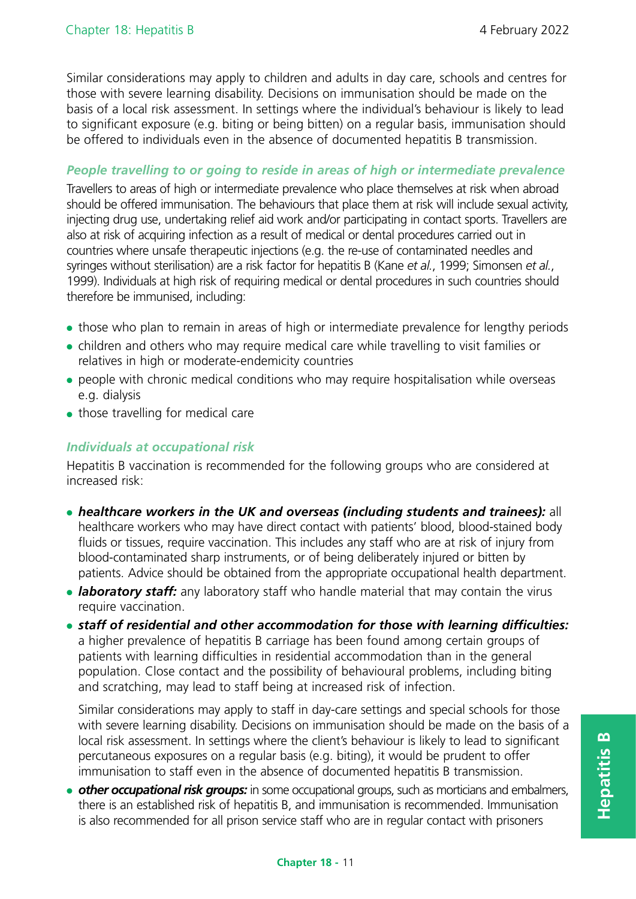Similar considerations may apply to children and adults in day care, schools and centres for those with severe learning disability. Decisions on immunisation should be made on the basis of a local risk assessment. In settings where the individual's behaviour is likely to lead to significant exposure (e.g. biting or being bitten) on a regular basis, immunisation should be offered to individuals even in the absence of documented hepatitis B transmission.

### *People travelling to or going to reside in areas of high or intermediate prevalence*

Travellers to areas of high or intermediate prevalence who place themselves at risk when abroad should be offered immunisation. The behaviours that place them at risk will include sexual activity, injecting drug use, undertaking relief aid work and/or participating in contact sports. Travellers are also at risk of acquiring infection as a result of medical or dental procedures carried out in countries where unsafe therapeutic injections (e.g. the re-use of contaminated needles and syringes without sterilisation) are a risk factor for hepatitis B (Kane *et al.*, 1999; Simonsen *et al.*, 1999). Individuals at high risk of requiring medical or dental procedures in such countries should therefore be immunised, including:

- those who plan to remain in areas of high or intermediate prevalence for lengthy periods
- children and others who may require medical care while travelling to visit families or relatives in high or moderate-endemicity countries
- people with chronic medical conditions who may require hospitalisation while overseas e.g. dialysis
- those travelling for medical care

### *Individuals at occupational risk*

Hepatitis B vaccination is recommended for the following groups who are considered at increased risk:

- ***healthcare workers in the UK and overseas (including students and trainees):*** all healthcare workers who may have direct contact with patients' blood, blood-stained body fluids or tissues, require vaccination. This includes any staff who are at risk of injury from blood-contaminated sharp instruments, or of being deliberately injured or bitten by patients. Advice should be obtained from the appropriate occupational health department.
- ***laboratory staff:*** any laboratory staff who handle material that may contain the virus require vaccination.
- ***staff of residential and other accommodation for those with learning difficulties:*** a higher prevalence of hepatitis B carriage has been found among certain groups of patients with learning difficulties in residential accommodation than in the general population. Close contact and the possibility of behavioural problems, including biting and scratching, may lead to staff being at increased risk of infection.

  Similar considerations may apply to staff in day-care settings and special schools for those with severe learning disability. Decisions on immunisation should be made on the basis of a local risk assessment. In settings where the client's behaviour is likely to lead to significant percutaneous exposures on a regular basis (e.g. biting), it would be prudent to offer immunisation to staff even in the absence of documented hepatitis B transmission.
- ***other occupational risk groups:*** in some occupational groups, such as morticians and embalmers, there is an established risk of hepatitis B, and immunisation is recommended. Immunisation is also recommended for all prison service staff who are in regular contact with prisoners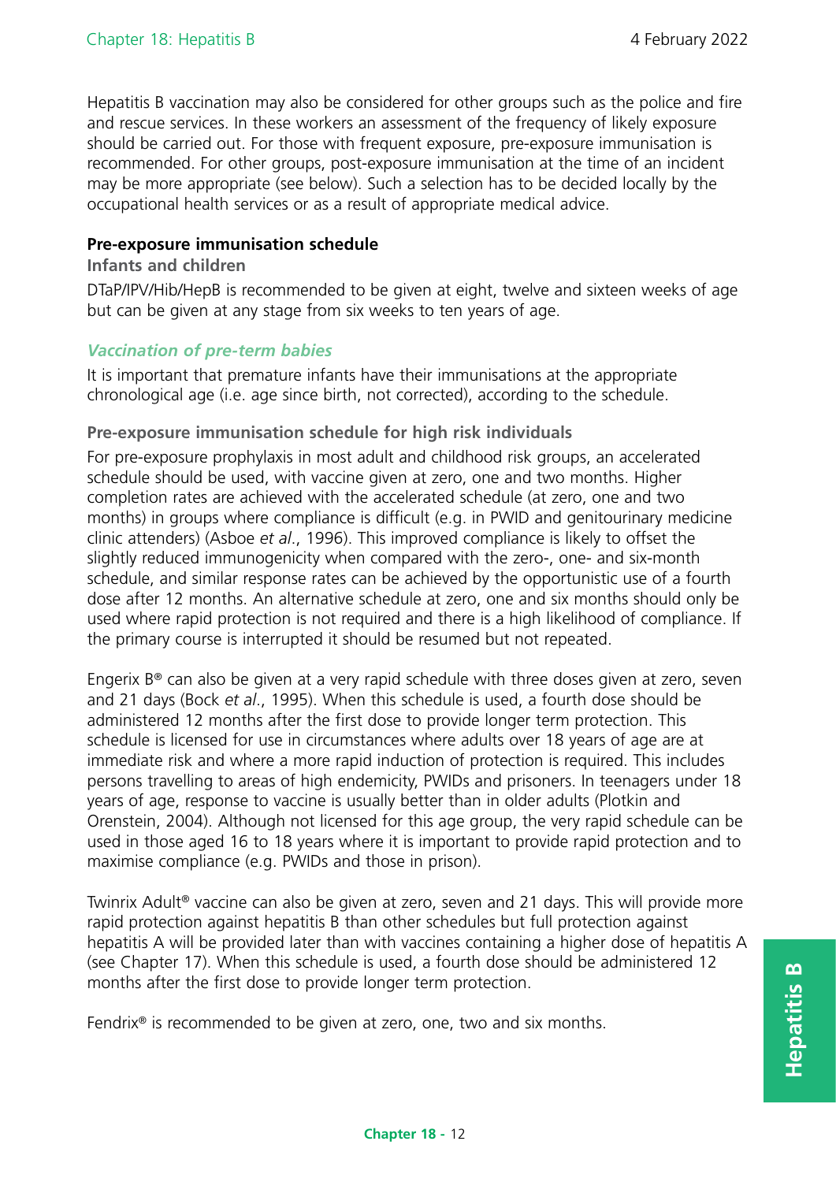Hepatitis B vaccination may also be considered for other groups such as the police and fire and rescue services. In these workers an assessment of the frequency of likely exposure should be carried out. For those with frequent exposure, pre-exposure immunisation is recommended. For other groups, post-exposure immunisation at the time of an incident may be more appropriate (see below). Such a selection has to be decided locally by the occupational health services or as a result of appropriate medical advice.

### Pre-exposure immunisation schedule

#### Infants and children

DTaP/IPV/Hib/HepB is recommended to be given at eight, twelve and sixteen weeks of age but can be given at any stage from six weeks to ten years of age.

#### *Vaccination of pre-term babies*

It is important that premature infants have their immunisations at the appropriate chronological age (i.e. age since birth, not corrected), according to the schedule.

#### Pre-exposure immunisation schedule for high risk individuals

For pre-exposure prophylaxis in most adult and childhood risk groups, an accelerated schedule should be used, with vaccine given at zero, one and two months. Higher completion rates are achieved with the accelerated schedule (at zero, one and two months) in groups where compliance is difficult (e.g. in PWID and genitourinary medicine clinic attenders) (Asboe *et al.*, 1996). This improved compliance is likely to offset the slightly reduced immunogenicity when compared with the zero-, one- and six-month schedule, and similar response rates can be achieved by the opportunistic use of a fourth dose after 12 months. An alternative schedule at zero, one and six months should only be used where rapid protection is not required and there is a high likelihood of compliance. If the primary course is interrupted it should be resumed but not repeated.

Engerix B® can also be given at a very rapid schedule with three doses given at zero, seven and 21 days (Bock *et al.*, 1995). When this schedule is used, a fourth dose should be administered 12 months after the first dose to provide longer term protection. This schedule is licensed for use in circumstances where adults over 18 years of age are at immediate risk and where a more rapid induction of protection is required. This includes persons travelling to areas of high endemicity, PWIDs and prisoners. In teenagers under 18 years of age, response to vaccine is usually better than in older adults (Plotkin and Orenstein, 2004). Although not licensed for this age group, the very rapid schedule can be used in those aged 16 to 18 years where it is important to provide rapid protection and to maximise compliance (e.g. PWIDs and those in prison).

Twinrix Adult® vaccine can also be given at zero, seven and 21 days. This will provide more rapid protection against hepatitis B than other schedules but full protection against hepatitis A will be provided later than with vaccines containing a higher dose of hepatitis A (see Chapter 17). When this schedule is used, a fourth dose should be administered 12 months after the first dose to provide longer term protection.

Fendrix® is recommended to be given at zero, one, two and six months.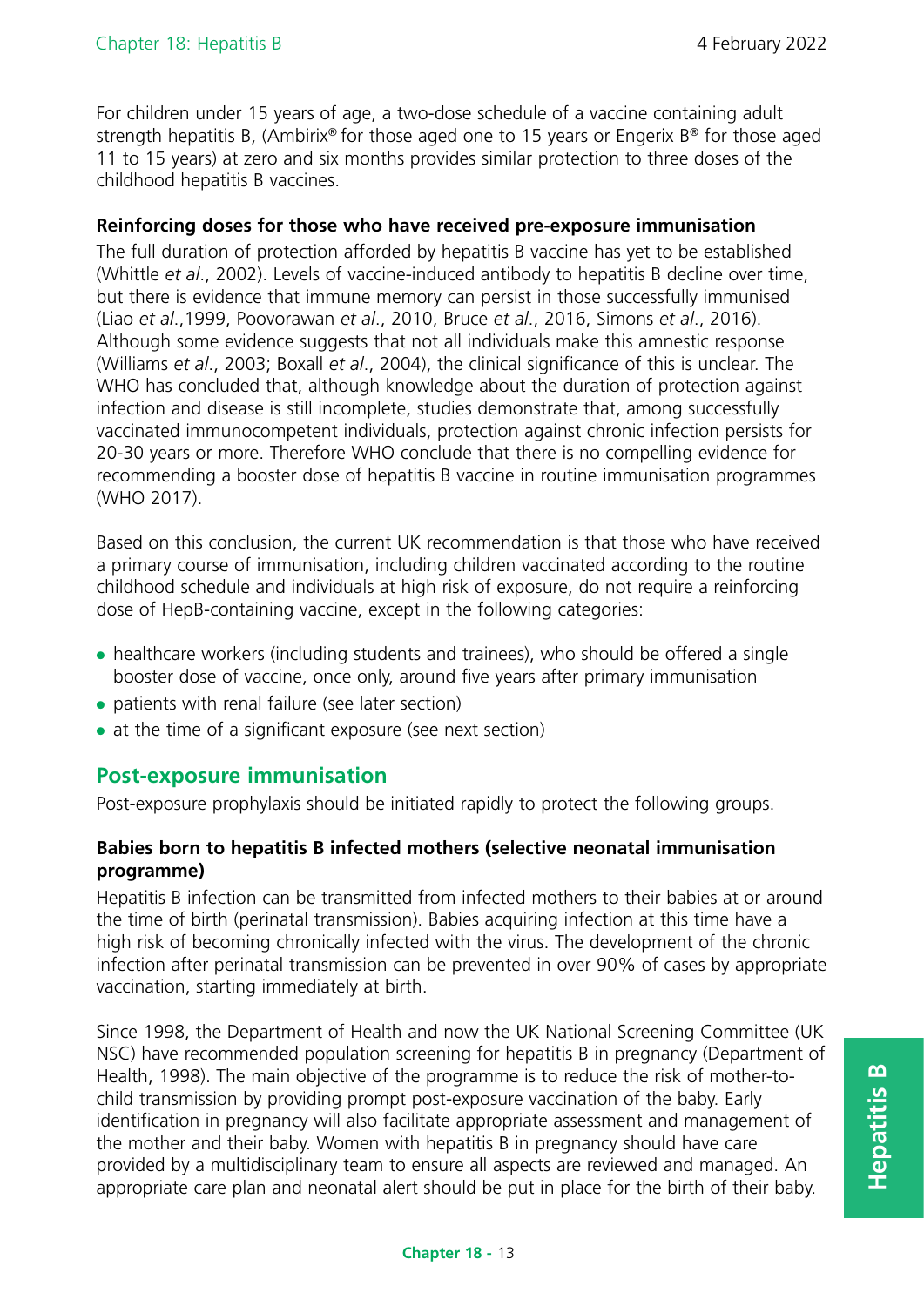For children under 15 years of age, a two-dose schedule of a vaccine containing adult strength hepatitis B, (Ambirix® for those aged one to 15 years or Engerix B® for those aged 11 to 15 years) at zero and six months provides similar protection to three doses of the childhood hepatitis B vaccines.

**Reinforcing doses for those who have received pre-exposure immunisation**

The full duration of protection afforded by hepatitis B vaccine has yet to be established (Whittle *et al*., 2002). Levels of vaccine-induced antibody to hepatitis B decline over time, but there is evidence that immune memory can persist in those successfully immunised (Liao *et al*.,1999, Poovorawan *et al*., 2010, Bruce *et al*., 2016, Simons *et al*., 2016). Although some evidence suggests that not all individuals make this amnestic response (Williams *et al*., 2003; Boxall *et al*., 2004), the clinical significance of this is unclear. The WHO has concluded that, although knowledge about the duration of protection against infection and disease is still incomplete, studies demonstrate that, among successfully vaccinated immunocompetent individuals, protection against chronic infection persists for 20-30 years or more. Therefore WHO conclude that there is no compelling evidence for recommending a booster dose of hepatitis B vaccine in routine immunisation programmes (WHO 2017).

Based on this conclusion, the current UK recommendation is that those who have received a primary course of immunisation, including children vaccinated according to the routine childhood schedule and individuals at high risk of exposure, do not require a reinforcing dose of HepB-containing vaccine, except in the following categories:

- healthcare workers (including students and trainees), who should be offered a single booster dose of vaccine, once only, around five years after primary immunisation
- patients with renal failure (see later section)
- at the time of a significant exposure (see next section)

## Post-exposure immunisation

Post-exposure prophylaxis should be initiated rapidly to protect the following groups.

**Babies born to hepatitis B infected mothers (selective neonatal immunisation programme)**

Hepatitis B infection can be transmitted from infected mothers to their babies at or around the time of birth (perinatal transmission). Babies acquiring infection at this time have a high risk of becoming chronically infected with the virus. The development of the chronic infection after perinatal transmission can be prevented in over 90% of cases by appropriate vaccination, starting immediately at birth.

Since 1998, the Department of Health and now the UK National Screening Committee (UK NSC) have recommended population screening for hepatitis B in pregnancy (Department of Health, 1998). The main objective of the programme is to reduce the risk of mother-to-child transmission by providing prompt post-exposure vaccination of the baby. Early identification in pregnancy will also facilitate appropriate assessment and management of the mother and their baby. Women with hepatitis B in pregnancy should have care provided by a multidisciplinary team to ensure all aspects are reviewed and managed. An appropriate care plan and neonatal alert should be put in place for the birth of their baby.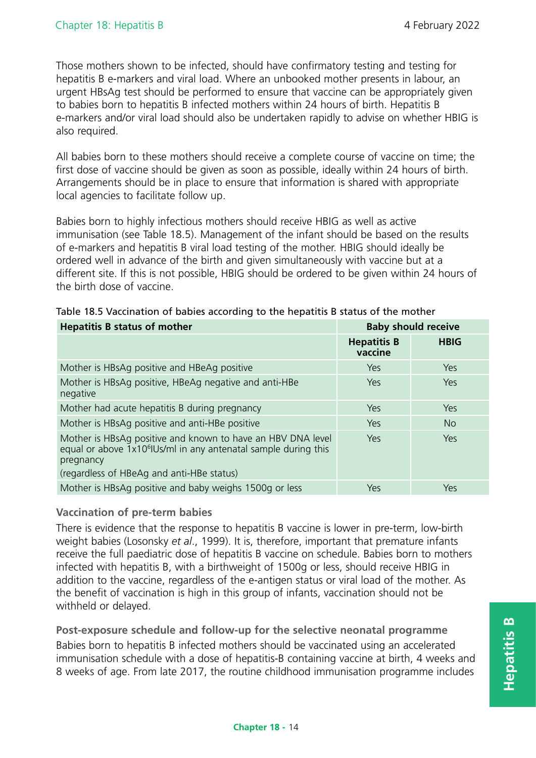Those mothers shown to be infected, should have confirmatory testing and testing for hepatitis B e-markers and viral load. Where an unbooked mother presents in labour, an urgent HBsAg test should be performed to ensure that vaccine can be appropriately given to babies born to hepatitis B infected mothers within 24 hours of birth. Hepatitis B e-markers and/or viral load should also be undertaken rapidly to advise on whether HBIG is also required.

All babies born to these mothers should receive a complete course of vaccine on time; the first dose of vaccine should be given as soon as possible, ideally within 24 hours of birth. Arrangements should be in place to ensure that information is shared with appropriate local agencies to facilitate follow up.

Babies born to highly infectious mothers should receive HBIG as well as active immunisation (see Table 18.5). Management of the infant should be based on the results of e-markers and hepatitis B viral load testing of the mother. HBIG should ideally be ordered well in advance of the birth and given simultaneously with vaccine but at a different site. If this is not possible, HBIG should be ordered to be given within 24 hours of the birth dose of vaccine.

Table 18.5 Vaccination of babies according to the hepatitis B status of the mother

| **Hepatitis B status of mother** | **Baby should receive** | |
|---|---|---|
| | **Hepatitis B vaccine** | **HBIG** |
| Mother is HBsAg positive and HBeAg positive | Yes | Yes |
| Mother is HBsAg positive, HBeAg negative and anti-HBe negative | Yes | Yes |
| Mother had acute hepatitis B during pregnancy | Yes | Yes |
| Mother is HBsAg positive and anti-HBe positive | Yes | No |
| Mother is HBsAg positive and known to have an HBV DNA level equal or above $1x10^6$IUs/ml in any antenatal sample during this pregnancy (regardless of HBeAg and anti-HBe status) | Yes | Yes |
| Mother is HBsAg positive and baby weighs 1500g or less | Yes | Yes |

### Vaccination of pre-term babies

There is evidence that the response to hepatitis B vaccine is lower in pre-term, low-birth weight babies (Losonsky *et al.*, 1999). It is, therefore, important that premature infants receive the full paediatric dose of hepatitis B vaccine on schedule. Babies born to mothers infected with hepatitis B, with a birthweight of 1500g or less, should receive HBIG in addition to the vaccine, regardless of the e-antigen status or viral load of the mother. As the benefit of vaccination is high in this group of infants, vaccination should not be withheld or delayed.

### Post-exposure schedule and follow-up for the selective neonatal programme

Babies born to hepatitis B infected mothers should be vaccinated using an accelerated immunisation schedule with a dose of hepatitis-B containing vaccine at birth, 4 weeks and 8 weeks of age. From late 2017, the routine childhood immunisation programme includes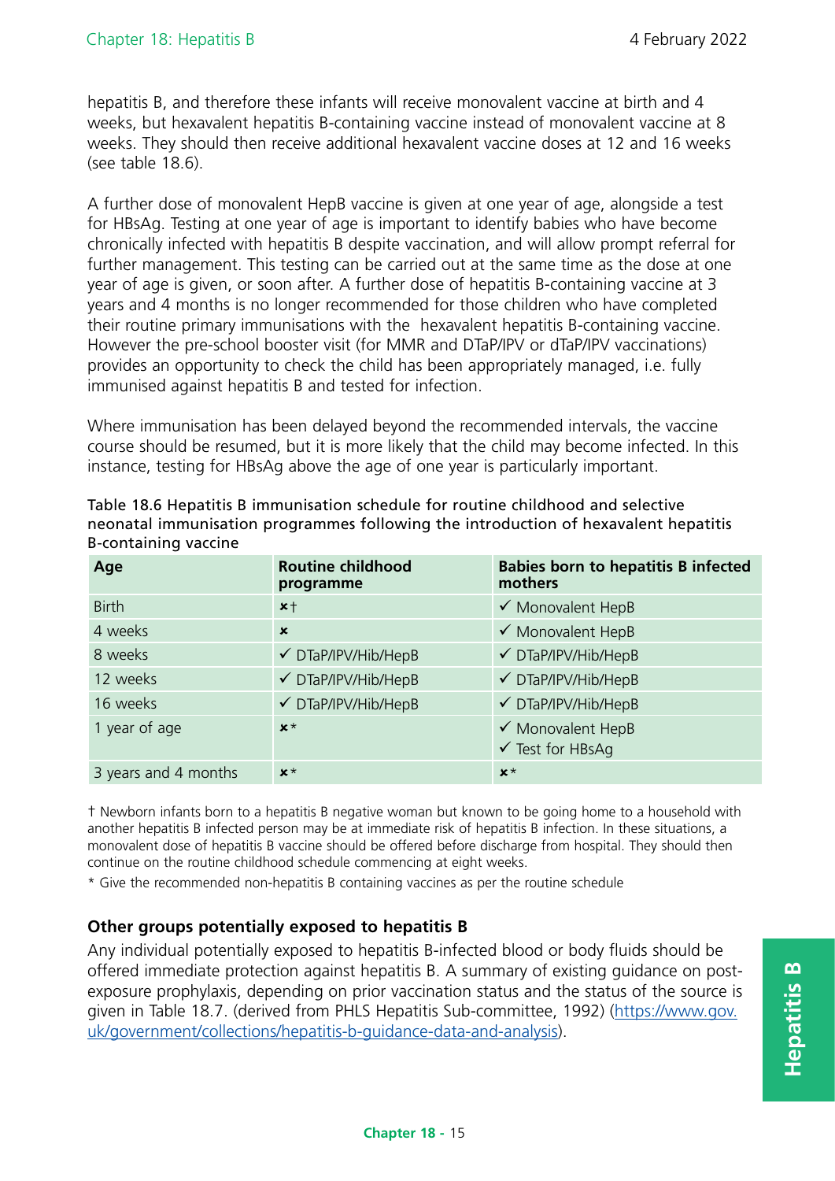hepatitis B, and therefore these infants will receive monovalent vaccine at birth and 4 weeks, but hexavalent hepatitis B-containing vaccine instead of monovalent vaccine at 8 weeks. They should then receive additional hexavalent vaccine doses at 12 and 16 weeks (see table 18.6).

A further dose of monovalent HepB vaccine is given at one year of age, alongside a test for HBsAg. Testing at one year of age is important to identify babies who have become chronically infected with hepatitis B despite vaccination, and will allow prompt referral for further management. This testing can be carried out at the same time as the dose at one year of age is given, or soon after. A further dose of hepatitis B-containing vaccine at 3 years and 4 months is no longer recommended for those children who have completed their routine primary immunisations with the hexavalent hepatitis B-containing vaccine. However the pre-school booster visit (for MMR and DTaP/IPV or dTaP/IPV vaccinations) provides an opportunity to check the child has been appropriately managed, i.e. fully immunised against hepatitis B and tested for infection.

Where immunisation has been delayed beyond the recommended intervals, the vaccine course should be resumed, but it is more likely that the child may become infected. In this instance, testing for HBsAg above the age of one year is particularly important.

Table 18.6 Hepatitis B immunisation schedule for routine childhood and selective neonatal immunisation programmes following the introduction of hexavalent hepatitis B-containing vaccine

| Age | Routine childhood programme | Babies born to hepatitis B infected mothers |
|---|---|---|
| Birth | ✗† | ✓ Monovalent HepB |
| 4 weeks | ✗ | ✓ Monovalent HepB |
| 8 weeks | ✓ DTaP/IPV/Hib/HepB | ✓ DTaP/IPV/Hib/HepB |
| 12 weeks | ✓ DTaP/IPV/Hib/HepB | ✓ DTaP/IPV/Hib/HepB |
| 16 weeks | ✓ DTaP/IPV/Hib/HepB | ✓ DTaP/IPV/Hib/HepB |
| 1 year of age | ✗* | ✓ Monovalent HepB<br>✓ Test for HBsAg |
| 3 years and 4 months | ✗* | ✗* |

† Newborn infants born to a hepatitis B negative woman but known to be going home to a household with another hepatitis B infected person may be at immediate risk of hepatitis B infection. In these situations, a monovalent dose of hepatitis B vaccine should be offered before discharge from hospital. They should then continue on the routine childhood schedule commencing at eight weeks.

* Give the recommended non-hepatitis B containing vaccines as per the routine schedule

### Other groups potentially exposed to hepatitis B

Any individual potentially exposed to hepatitis B-infected blood or body fluids should be offered immediate protection against hepatitis B. A summary of existing guidance on post-exposure prophylaxis, depending on prior vaccination status and the status of the source is given in Table 18.7. (derived from PHLS Hepatitis Sub-committee, 1992) ([https://www.gov.uk/government/collections/hepatitis-b-guidance-data-and-analysis](https://www.gov.uk/government/collections/hepatitis-b-guidance-data-and-analysis)).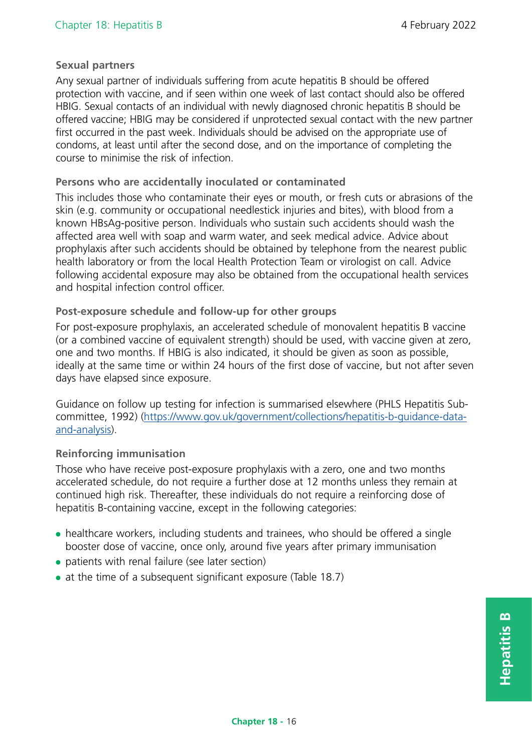#### Sexual partners

Any sexual partner of individuals suffering from acute hepatitis B should be offered protection with vaccine, and if seen within one week of last contact should also be offered HBIG. Sexual contacts of an individual with newly diagnosed chronic hepatitis B should be offered vaccine; HBIG may be considered if unprotected sexual contact with the new partner first occurred in the past week. Individuals should be advised on the appropriate use of condoms, at least until after the second dose, and on the importance of completing the course to minimise the risk of infection.

#### Persons who are accidentally inoculated or contaminated

This includes those who contaminate their eyes or mouth, or fresh cuts or abrasions of the skin (e.g. community or occupational needlestick injuries and bites), with blood from a known HBsAg-positive person. Individuals who sustain such accidents should wash the affected area well with soap and warm water, and seek medical advice. Advice about prophylaxis after such accidents should be obtained by telephone from the nearest public health laboratory or from the local Health Protection Team or virologist on call. Advice following accidental exposure may also be obtained from the occupational health services and hospital infection control officer.

#### Post-exposure schedule and follow-up for other groups

For post-exposure prophylaxis, an accelerated schedule of monovalent hepatitis B vaccine (or a combined vaccine of equivalent strength) should be used, with vaccine given at zero, one and two months. If HBIG is also indicated, it should be given as soon as possible, ideally at the same time or within 24 hours of the first dose of vaccine, but not after seven days have elapsed since exposure.

Guidance on follow up testing for infection is summarised elsewhere (PHLS Hepatitis Sub-committee, 1992) ([https://www.gov.uk/government/collections/hepatitis-b-guidance-data-and-analysis](https://www.gov.uk/government/collections/hepatitis-b-guidance-data-and-analysis)).

#### Reinforcing immunisation

Those who have receive post-exposure prophylaxis with a zero, one and two months accelerated schedule, do not require a further dose at 12 months unless they remain at continued high risk. Thereafter, these individuals do not require a reinforcing dose of hepatitis B-containing vaccine, except in the following categories:

- healthcare workers, including students and trainees, who should be offered a single booster dose of vaccine, once only, around five years after primary immunisation
- patients with renal failure (see later section)
- at the time of a subsequent significant exposure (Table 18.7)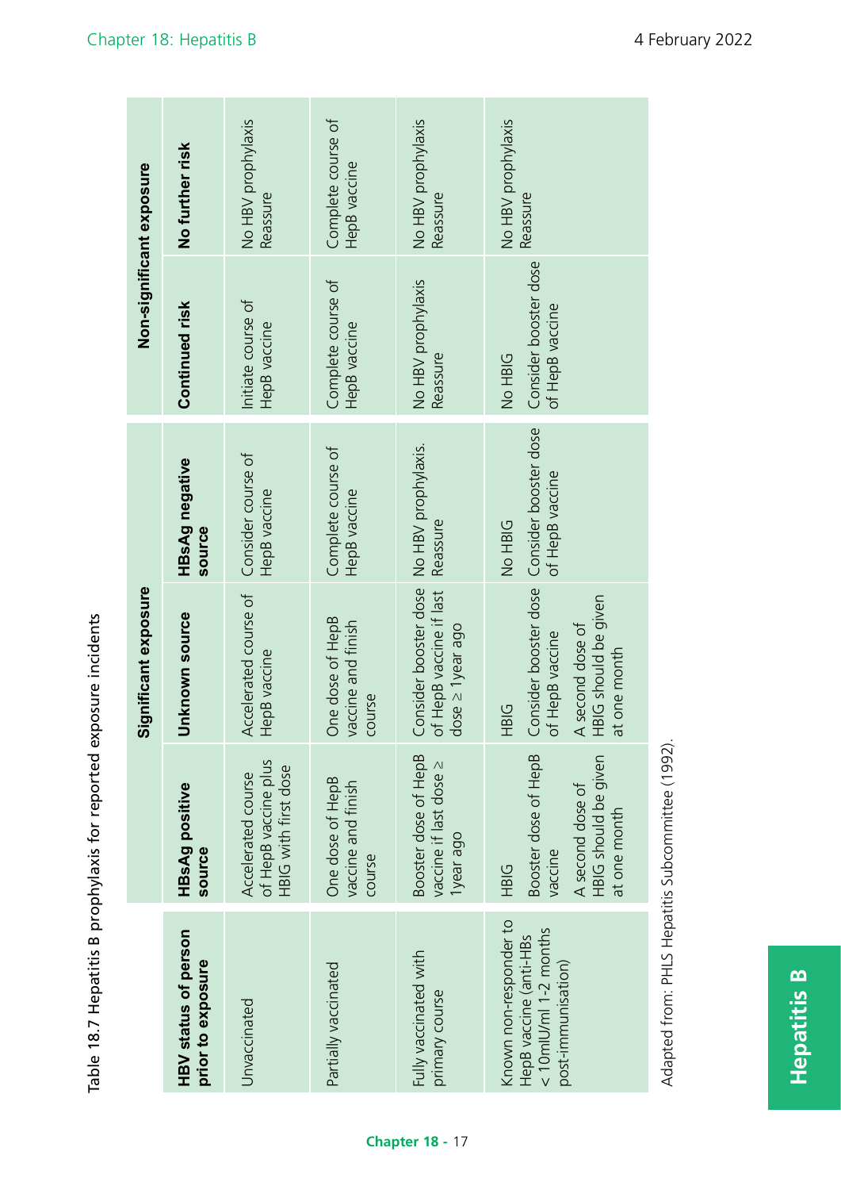Table 18.7 Hepatitis B prophylaxis for reported exposure incidents

| HBV status of person prior to exposure | Significant exposure | | | Non-significant exposure | |
|---|---|---|---|---|---|
| | **HBsAg positive source** | **Unknown source** | **HBsAg negative source** | **Continued risk** | **No further risk** |
| Unvaccinated | Accelerated course of HepB vaccine plus HBIG with first dose | Accelerated course of HepB vaccine | Consider course of HepB vaccine | Initiate course of HepB vaccine | No HBV prophylaxis Reassure |
| Partially vaccinated | One dose of HepB vaccine and finish course | One dose of HepB vaccine and finish course | Complete course of HepB vaccine | Complete course of HepB vaccine | Complete course of HepB vaccine |
| Fully vaccinated with primary course | Booster dose of HepB vaccine if last dose ≥ 1year ago | Consider booster dose of HepB vaccine if last dose ≥ 1year ago | No HBV prophylaxis. Reassure | No HBV prophylaxis Reassure | No HBV prophylaxis Reassure |
| Known non-responder to HepB vaccine (anti-HBs < 10mIU/ml 1-2 months post-immunisation) | HBIG<br>Booster dose of HepB vaccine<br>A second dose of HBIG should be given at one month | HBIG<br>Consider booster dose of HepB vaccine<br>A second dose of HBIG should be given at one month | No HBIG<br>Consider booster dose of HepB vaccine | No HBIG<br>Consider booster dose of HepB vaccine | No HBV prophylaxis Reassure |

Adapted from: PHLS Hepatitis Subcommittee (1992).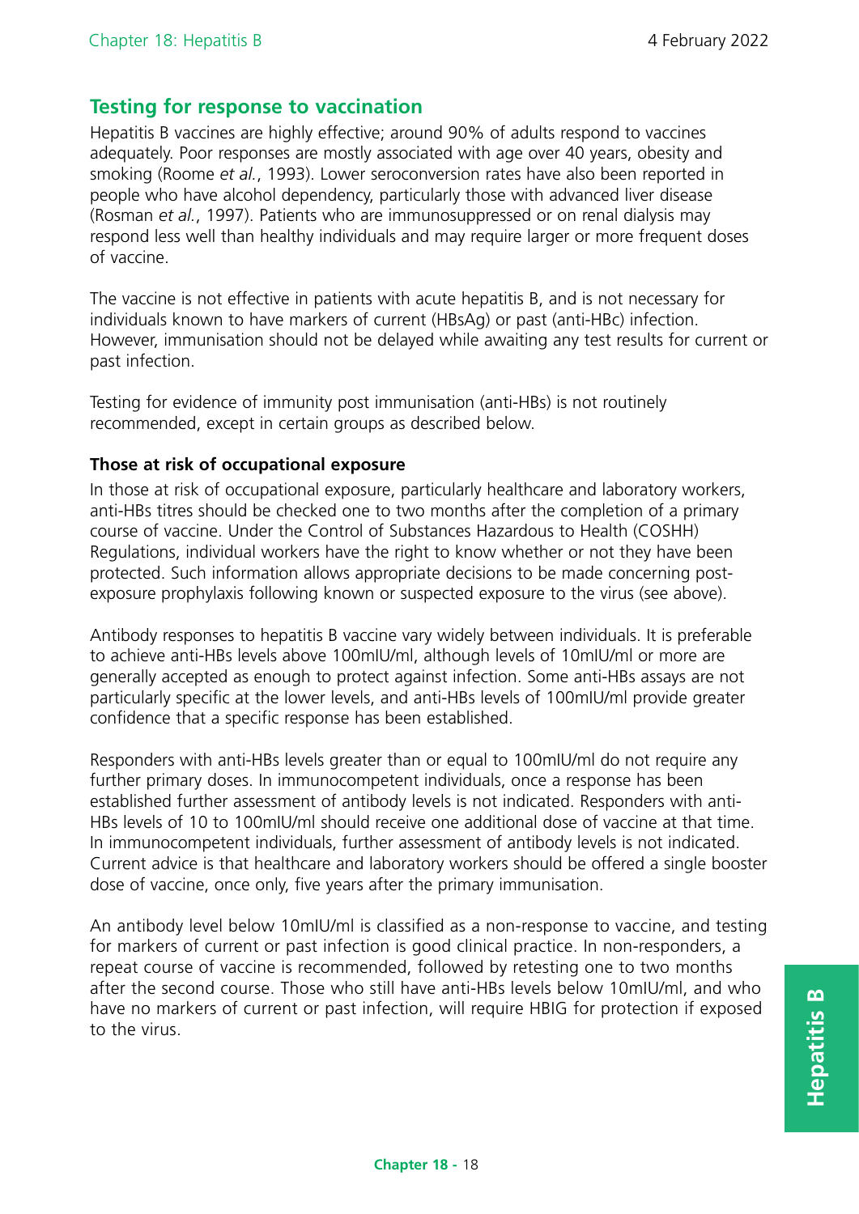## Testing for response to vaccination

Hepatitis B vaccines are highly effective; around 90% of adults respond to vaccines adequately. Poor responses are mostly associated with age over 40 years, obesity and smoking (Roome *et al.*, 1993). Lower seroconversion rates have also been reported in people who have alcohol dependency, particularly those with advanced liver disease (Rosman *et al.*, 1997). Patients who are immunosuppressed or on renal dialysis may respond less well than healthy individuals and may require larger or more frequent doses of vaccine.

The vaccine is not effective in patients with acute hepatitis B, and is not necessary for individuals known to have markers of current (HBsAg) or past (anti-HBc) infection. However, immunisation should not be delayed while awaiting any test results for current or past infection.

Testing for evidence of immunity post immunisation (anti-HBs) is not routinely recommended, except in certain groups as described below.

**Those at risk of occupational exposure**

In those at risk of occupational exposure, particularly healthcare and laboratory workers, anti-HBs titres should be checked one to two months after the completion of a primary course of vaccine. Under the Control of Substances Hazardous to Health (COSHH) Regulations, individual workers have the right to know whether or not they have been protected. Such information allows appropriate decisions to be made concerning post-exposure prophylaxis following known or suspected exposure to the virus (see above).

Antibody responses to hepatitis B vaccine vary widely between individuals. It is preferable to achieve anti-HBs levels above 100mIU/ml, although levels of 10mIU/ml or more are generally accepted as enough to protect against infection. Some anti-HBs assays are not particularly specific at the lower levels, and anti-HBs levels of 100mIU/ml provide greater confidence that a specific response has been established.

Responders with anti-HBs levels greater than or equal to 100mIU/ml do not require any further primary doses. In immunocompetent individuals, once a response has been established further assessment of antibody levels is not indicated. Responders with anti-HBs levels of 10 to 100mIU/ml should receive one additional dose of vaccine at that time. In immunocompetent individuals, further assessment of antibody levels is not indicated. Current advice is that healthcare and laboratory workers should be offered a single booster dose of vaccine, once only, five years after the primary immunisation.

An antibody level below 10mIU/ml is classified as a non-response to vaccine, and testing for markers of current or past infection is good clinical practice. In non-responders, a repeat course of vaccine is recommended, followed by retesting one to two months after the second course. Those who still have anti-HBs levels below 10mIU/ml, and who have no markers of current or past infection, will require HBIG for protection if exposed to the virus.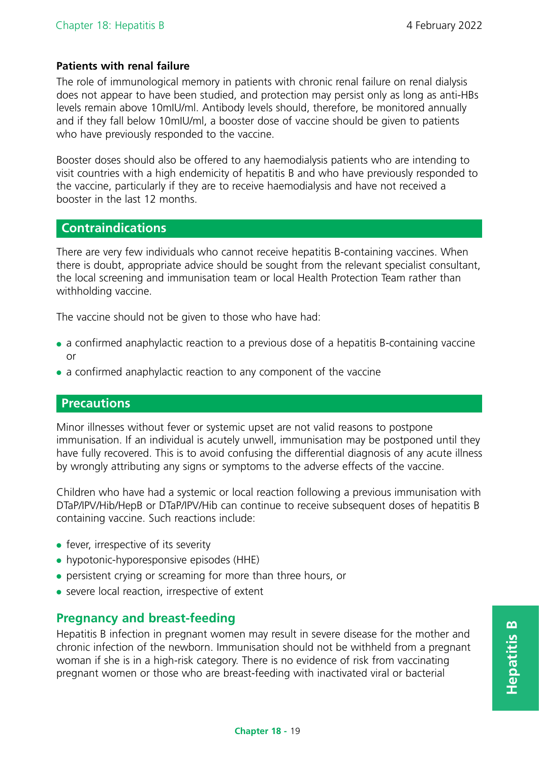**Patients with renal failure**

The role of immunological memory in patients with chronic renal failure on renal dialysis does not appear to have been studied, and protection may persist only as long as anti-HBs levels remain above 10mIU/ml. Antibody levels should, therefore, be monitored annually and if they fall below 10mIU/ml, a booster dose of vaccine should be given to patients who have previously responded to the vaccine.

Booster doses should also be offered to any haemodialysis patients who are intending to visit countries with a high endemicity of hepatitis B and who have previously responded to the vaccine, particularly if they are to receive haemodialysis and have not received a booster in the last 12 months.

## Contraindications

There are very few individuals who cannot receive hepatitis B-containing vaccines. When there is doubt, appropriate advice should be sought from the relevant specialist consultant, the local screening and immunisation team or local Health Protection Team rather than withholding vaccine.

The vaccine should not be given to those who have had:

- a confirmed anaphylactic reaction to a previous dose of a hepatitis B-containing vaccine or
- a confirmed anaphylactic reaction to any component of the vaccine

## Precautions

Minor illnesses without fever or systemic upset are not valid reasons to postpone immunisation. If an individual is acutely unwell, immunisation may be postponed until they have fully recovered. This is to avoid confusing the differential diagnosis of any acute illness by wrongly attributing any signs or symptoms to the adverse effects of the vaccine.

Children who have had a systemic or local reaction following a previous immunisation with DTaP/IPV/Hib/HepB or DTaP/IPV/Hib can continue to receive subsequent doses of hepatitis B containing vaccine. Such reactions include:

- fever, irrespective of its severity
- hypotonic-hyporesponsive episodes (HHE)
- persistent crying or screaming for more than three hours, or
- severe local reaction, irrespective of extent

### Pregnancy and breast-feeding

Hepatitis B infection in pregnant women may result in severe disease for the mother and chronic infection of the newborn. Immunisation should not be withheld from a pregnant woman if she is in a high-risk category. There is no evidence of risk from vaccinating pregnant women or those who are breast-feeding with inactivated viral or bacterial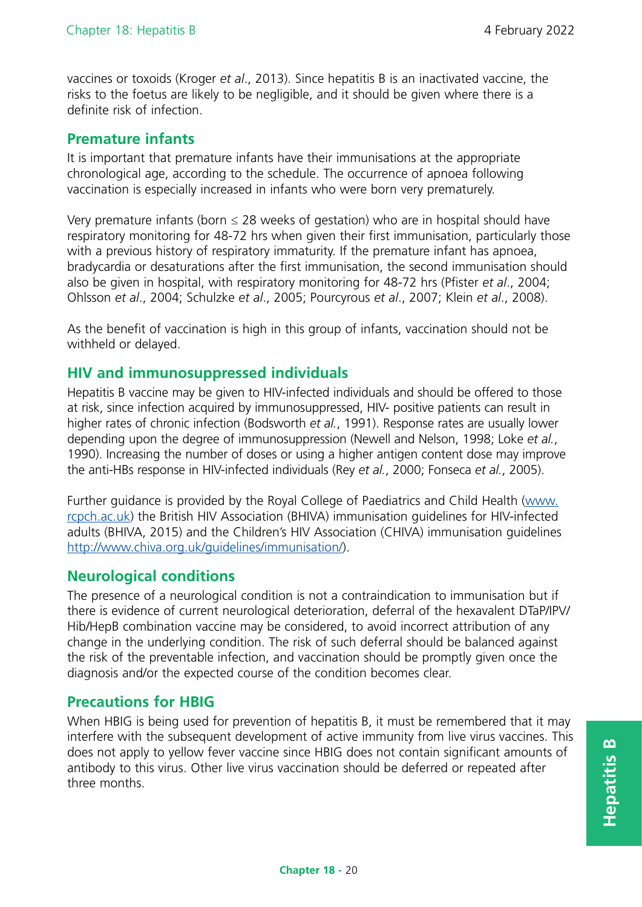vaccines or toxoids (Kroger *et al*., 2013). Since hepatitis B is an inactivated vaccine, the risks to the foetus are likely to be negligible, and it should be given where there is a definite risk of infection.

## Premature infants

It is important that premature infants have their immunisations at the appropriate chronological age, according to the schedule. The occurrence of apnoea following vaccination is especially increased in infants who were born very prematurely.

Very premature infants (born ≤ 28 weeks of gestation) who are in hospital should have respiratory monitoring for 48-72 hrs when given their first immunisation, particularly those with a previous history of respiratory immaturity. If the premature infant has apnoea, bradycardia or desaturations after the first immunisation, the second immunisation should also be given in hospital, with respiratory monitoring for 48-72 hrs (Pfister *et al*., 2004; Ohlsson *et al*., 2004; Schulzke *et al*., 2005; Pourcyrous *et al*., 2007; Klein *et al*., 2008).

As the benefit of vaccination is high in this group of infants, vaccination should not be withheld or delayed.

## HIV and immunosuppressed individuals

Hepatitis B vaccine may be given to HIV-infected individuals and should be offered to those at risk, since infection acquired by immunosuppressed, HIV- positive patients can result in higher rates of chronic infection (Bodsworth *et al.*, 1991). Response rates are usually lower depending upon the degree of immunosuppression (Newell and Nelson, 1998; Loke *et al.*, 1990). Increasing the number of doses or using a higher antigen content dose may improve the anti-HBs response in HIV-infected individuals (Rey *et al.*, 2000; Fonseca *et al.*, 2005).

Further guidance is provided by the Royal College of Paediatrics and Child Health (www.rcpch.ac.uk) the British HIV Association (BHIVA) immunisation guidelines for HIV-infected adults (BHIVA, 2015) and the Children's HIV Association (CHIVA) immunisation guidelines http://www.chiva.org.uk/guidelines/immunisation/).

## Neurological conditions

The presence of a neurological condition is not a contraindication to immunisation but if there is evidence of current neurological deterioration, deferral of the hexavalent DTaP/IPV/Hib/HepB combination vaccine may be considered, to avoid incorrect attribution of any change in the underlying condition. The risk of such deferral should be balanced against the risk of the preventable infection, and vaccination should be promptly given once the diagnosis and/or the expected course of the condition becomes clear.

## Precautions for HBIG

When HBIG is being used for prevention of hepatitis B, it must be remembered that it may interfere with the subsequent development of active immunity from live virus vaccines. This does not apply to yellow fever vaccine since HBIG does not contain significant amounts of antibody to this virus. Other live virus vaccination should be deferred or repeated after three months.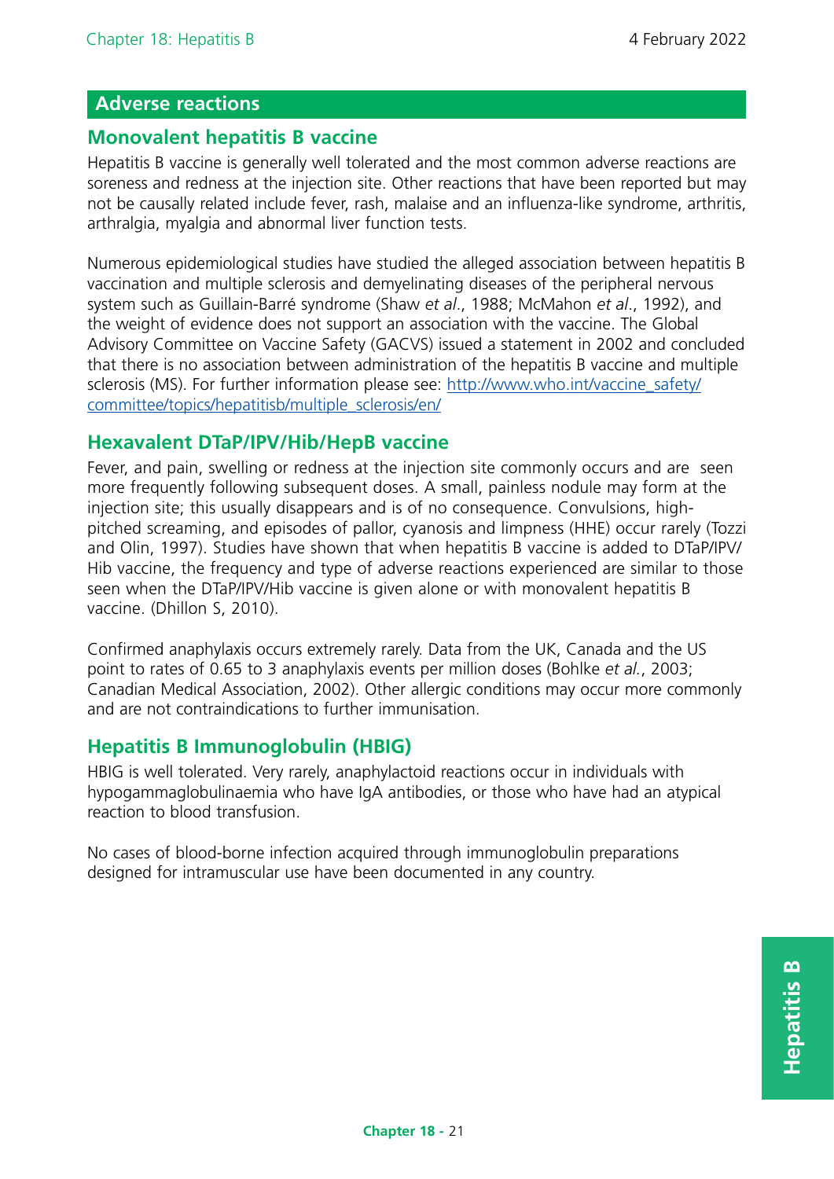## Adverse reactions

### Monovalent hepatitis B vaccine

Hepatitis B vaccine is generally well tolerated and the most common adverse reactions are soreness and redness at the injection site. Other reactions that have been reported but may not be causally related include fever, rash, malaise and an influenza-like syndrome, arthritis, arthralgia, myalgia and abnormal liver function tests.

Numerous epidemiological studies have studied the alleged association between hepatitis B vaccination and multiple sclerosis and demyelinating diseases of the peripheral nervous system such as Guillain-Barré syndrome (Shaw *et al*., 1988; McMahon *et al*., 1992), and the weight of evidence does not support an association with the vaccine. The Global Advisory Committee on Vaccine Safety (GACVS) issued a statement in 2002 and concluded that there is no association between administration of the hepatitis B vaccine and multiple sclerosis (MS). For further information please see: [http://www.who.int/vaccine_safety/committee/topics/hepatitisb/multiple_sclerosis/en/](http://www.who.int/vaccine_safety/committee/topics/hepatitisb/multiple_sclerosis/en/)

### Hexavalent DTaP/IPV/Hib/HepB vaccine

Fever, and pain, swelling or redness at the injection site commonly occurs and are seen more frequently following subsequent doses. A small, painless nodule may form at the injection site; this usually disappears and is of no consequence. Convulsions, high-pitched screaming, and episodes of pallor, cyanosis and limpness (HHE) occur rarely (Tozzi and Olin, 1997). Studies have shown that when hepatitis B vaccine is added to DTaP/IPV/Hib vaccine, the frequency and type of adverse reactions experienced are similar to those seen when the DTaP/IPV/Hib vaccine is given alone or with monovalent hepatitis B vaccine. (Dhillon S, 2010).

Confirmed anaphylaxis occurs extremely rarely. Data from the UK, Canada and the US point to rates of 0.65 to 3 anaphylaxis events per million doses (Bohlke *et al.*, 2003; Canadian Medical Association, 2002). Other allergic conditions may occur more commonly and are not contraindications to further immunisation.

### Hepatitis B Immunoglobulin (HBIG)

HBIG is well tolerated. Very rarely, anaphylactoid reactions occur in individuals with hypogammaglobulinaemia who have IgA antibodies, or those who have had an atypical reaction to blood transfusion.

No cases of blood-borne infection acquired through immunoglobulin preparations designed for intramuscular use have been documented in any country.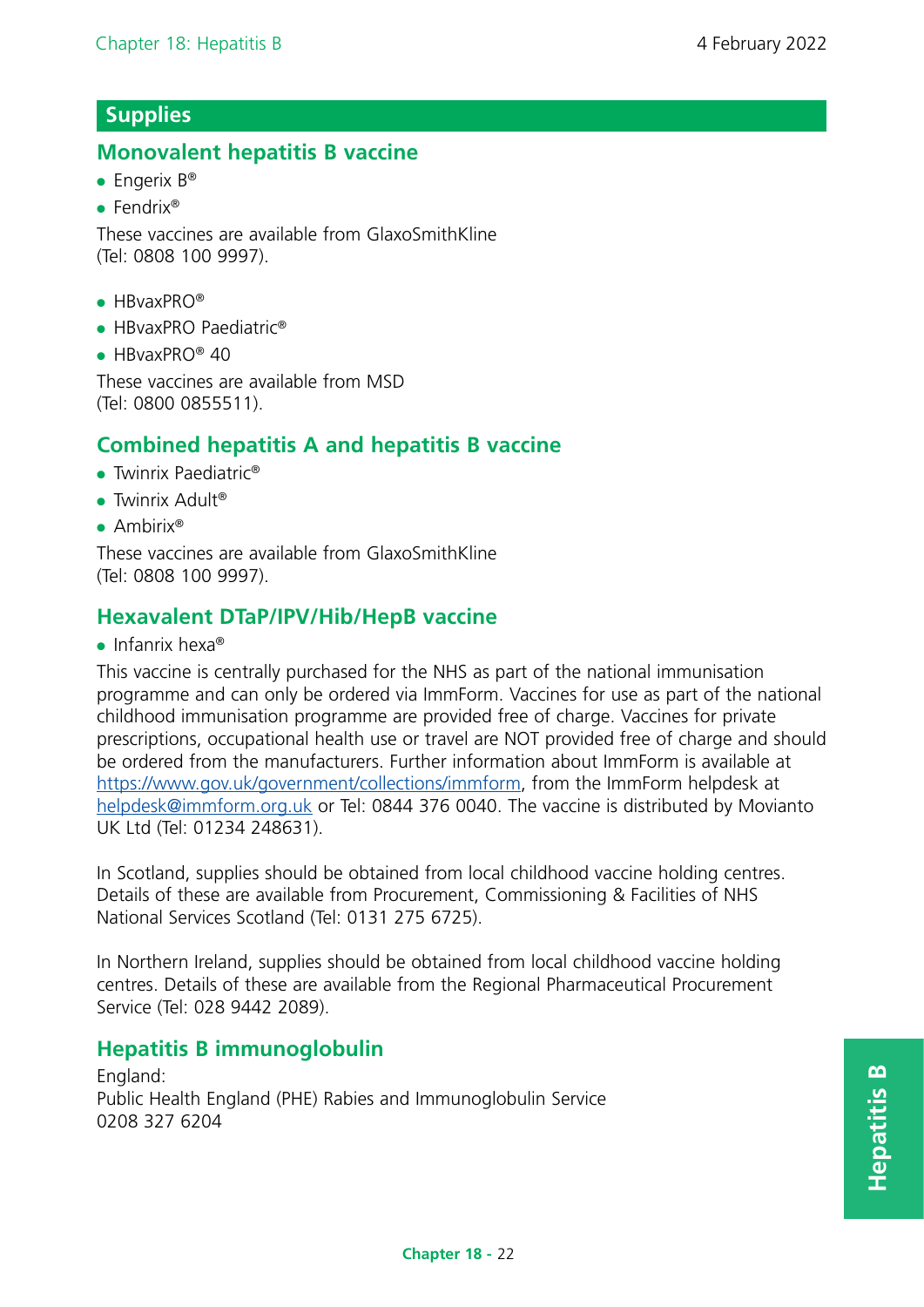## Supplies

### Monovalent hepatitis B vaccine

- Engerix B®
- Fendrix®

These vaccines are available from GlaxoSmithKline
(Tel: 0808 100 9997).

- HBvaxPRO®
- HBvaxPRO Paediatric®
- HBvaxPRO® 40

These vaccines are available from MSD
(Tel: 0800 0855511).

### Combined hepatitis A and hepatitis B vaccine

- Twinrix Paediatric®
- Twinrix Adult®
- Ambirix®

These vaccines are available from GlaxoSmithKline
(Tel: 0808 100 9997).

### Hexavalent DTaP/IPV/Hib/HepB vaccine

- Infanrix hexa®

This vaccine is centrally purchased for the NHS as part of the national immunisation programme and can only be ordered via ImmForm. Vaccines for use as part of the national childhood immunisation programme are provided free of charge. Vaccines for private prescriptions, occupational health use or travel are NOT provided free of charge and should be ordered from the manufacturers. Further information about ImmForm is available at https://www.gov.uk/government/collections/immform, from the ImmForm helpdesk at helpdesk@immform.org.uk or Tel: 0844 376 0040. The vaccine is distributed by Movianto UK Ltd (Tel: 01234 248631).

In Scotland, supplies should be obtained from local childhood vaccine holding centres. Details of these are available from Procurement, Commissioning & Facilities of NHS National Services Scotland (Tel: 0131 275 6725).

In Northern Ireland, supplies should be obtained from local childhood vaccine holding centres. Details of these are available from the Regional Pharmaceutical Procurement Service (Tel: 028 9442 2089).

### Hepatitis B immunoglobulin

England:
Public Health England (PHE) Rabies and Immunoglobulin Service
0208 327 6204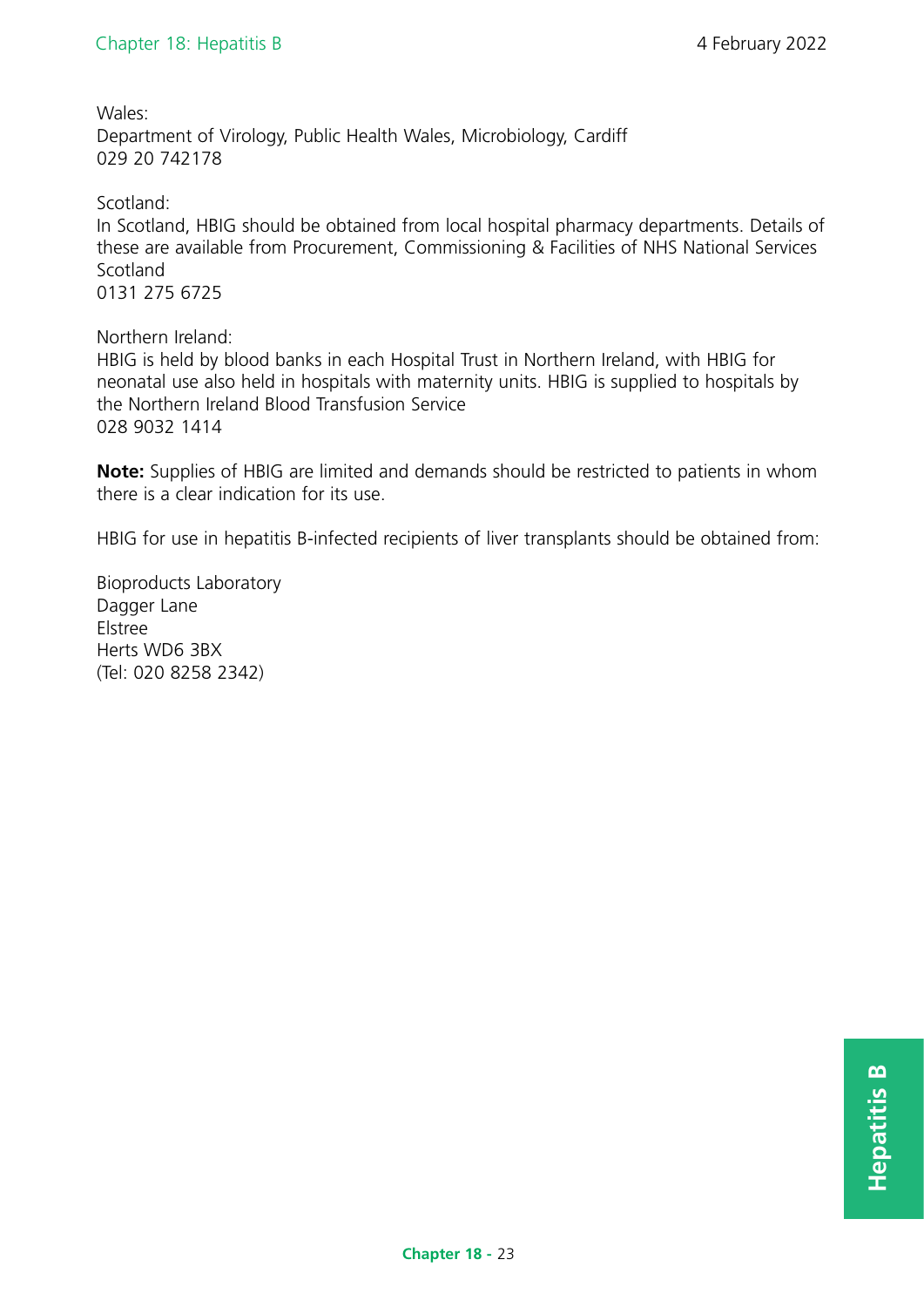Wales:
Department of Virology, Public Health Wales, Microbiology, Cardiff
029 20 742178

Scotland:
In Scotland, HBIG should be obtained from local hospital pharmacy departments. Details of these are available from Procurement, Commissioning & Facilities of NHS National Services Scotland
0131 275 6725

Northern Ireland:
HBIG is held by blood banks in each Hospital Trust in Northern Ireland, with HBIG for neonatal use also held in hospitals with maternity units. HBIG is supplied to hospitals by the Northern Ireland Blood Transfusion Service
028 9032 1414

**Note:** Supplies of HBIG are limited and demands should be restricted to patients in whom there is a clear indication for its use.

HBIG for use in hepatitis B-infected recipients of liver transplants should be obtained from:

Bioproducts Laboratory
Dagger Lane
Elstree
Herts WD6 3BX
(Tel: 020 8258 2342)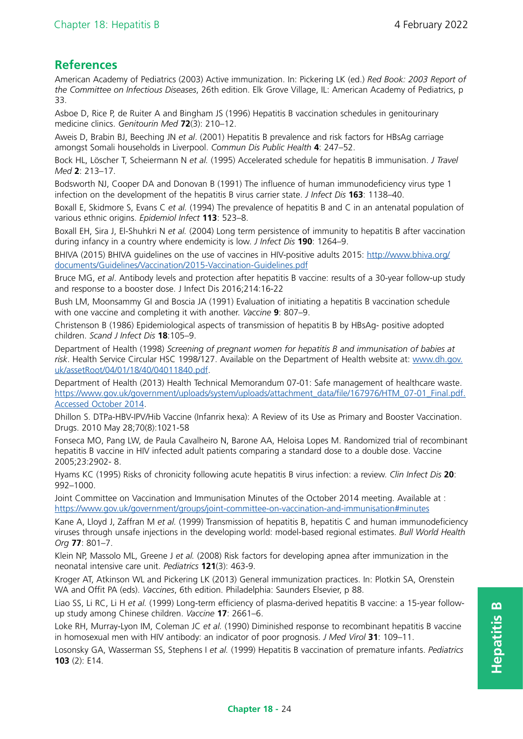## References

American Academy of Pediatrics (2003) Active immunization. In: Pickering LK (ed.) *Red Book: 2003 Report of the Committee on Infectious Diseases*, 26th edition. Elk Grove Village, IL: American Academy of Pediatrics, p 33.

Asboe D, Rice P, de Ruiter A and Bingham JS (1996) Hepatitis B vaccination schedules in genitourinary medicine clinics. *Genitourin Med* **72**(3): 210–12.

Aweis D, Brabin BJ, Beeching JN *et al*. (2001) Hepatitis B prevalence and risk factors for HBsAg carriage amongst Somali households in Liverpool. *Commun Dis Public Health* **4**: 247–52.

Bock HL, Löscher T, Scheiermann N *et al.* (1995) Accelerated schedule for hepatitis B immunisation. *J Travel Med* **2**: 213–17.

Bodsworth NJ, Cooper DA and Donovan B (1991) The influence of human immunodeficiency virus type 1 infection on the development of the hepatitis B virus carrier state. *J Infect Dis* **163**: 1138–40.

Boxall E, Skidmore S, Evans C *et al.* (1994) The prevalence of hepatitis B and C in an antenatal population of various ethnic origins. *Epidemiol Infect* **113**: 523–8.

Boxall EH, Sira J, El-Shuhkri N *et al.* (2004) Long term persistence of immunity to hepatitis B after vaccination during infancy in a country where endemicity is low. *J Infect Dis* **190**: 1264–9.

BHIVA (2015) BHIVA guidelines on the use of vaccines in HIV-positive adults 2015: http://www.bhiva.org/documents/Guidelines/Vaccination/2015-Vaccination-Guidelines.pdf

Bruce MG, *et al*. Antibody levels and protection after hepatitis B vaccine: results of a 30-year follow-up study and response to a booster dose. J Infect Dis 2016;214:16-22

Bush LM, Moonsammy GI and Boscia JA (1991) Evaluation of initiating a hepatitis B vaccination schedule with one vaccine and completing it with another. *Vaccine* **9**: 807–9.

Christenson B (1986) Epidemiological aspects of transmission of hepatitis B by HBsAg- positive adopted children. *Scand J Infect Dis* **18**:105–9.

Department of Health (1998) *Screening of pregnant women for hepatitis B and immunisation of babies at risk*. Health Service Circular HSC 1998/127. Available on the Department of Health website at: www.dh.gov.uk/assetRoot/04/01/18/40/04011840.pdf.

Department of Health (2013) Health Technical Memorandum 07-01: Safe management of healthcare waste. https://www.gov.uk/government/uploads/system/uploads/attachment_data/file/167976/HTM_07-01_Final.pdf. Accessed October 2014.

Dhillon S. DTPa-HBV-IPV/Hib Vaccine (Infanrix hexa): A Review of its Use as Primary and Booster Vaccination. Drugs. 2010 May 28;70(8):1021-58

Fonseca MO, Pang LW, de Paula Cavalheiro N, Barone AA, Heloisa Lopes M. Randomized trial of recombinant hepatitis B vaccine in HIV infected adult patients comparing a standard dose to a double dose. Vaccine 2005;23:2902- 8.

Hyams KC (1995) Risks of chronicity following acute hepatitis B virus infection: a review. *Clin Infect Dis* **20**: 992–1000.

Joint Committee on Vaccination and Immunisation Minutes of the October 2014 meeting. Available at : https://www.gov.uk/government/groups/joint-committee-on-vaccination-and-immunisation#minutes

Kane A, Lloyd J, Zaffran M *et al.* (1999) Transmission of hepatitis B, hepatitis C and human immunodeficiency viruses through unsafe injections in the developing world: model-based regional estimates. *Bull World Health Org* **77**: 801–7.

Klein NP, Massolo ML, Greene J *et al.* (2008) Risk factors for developing apnea after immunization in the neonatal intensive care unit. *Pediatrics* **121**(3): 463-9.

Kroger AT, Atkinson WL and Pickering LK (2013) General immunization practices. In: Plotkin SA, Orenstein WA and Offit PA (eds). *Vaccines*, 6th edition. Philadelphia: Saunders Elsevier, p 88.

Liao SS, Li RC, Li H *et al.* (1999) Long-term efficiency of plasma-derived hepatitis B vaccine: a 15-year follow-up study among Chinese children. *Vaccine* **17**: 2661–6.

Loke RH, Murray-Lyon IM, Coleman JC *et al.* (1990) Diminished response to recombinant hepatitis B vaccine in homosexual men with HIV antibody: an indicator of poor prognosis. *J Med Virol* **31**: 109–11.

Losonsky GA, Wasserman SS, Stephens I *et al.* (1999) Hepatitis B vaccination of premature infants. *Pediatrics* **103** (2): E14.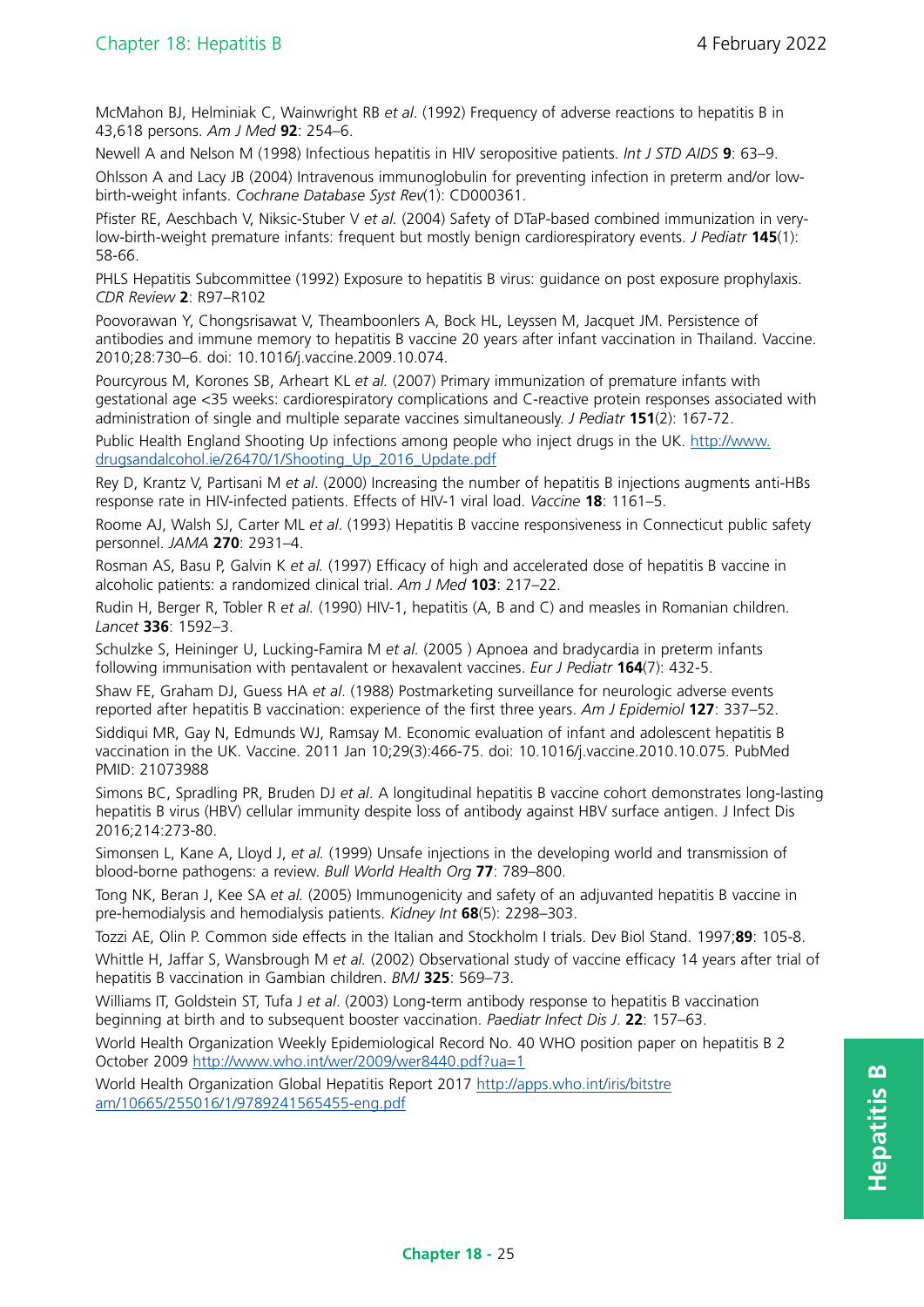McMahon BJ, Helminiak C, Wainwright RB *et al*. (1992) Frequency of adverse reactions to hepatitis B in 43,618 persons. *Am J Med* **92**: 254–6.

Newell A and Nelson M (1998) Infectious hepatitis in HIV seropositive patients. *Int J STD AIDS* **9**: 63–9.

Ohlsson A and Lacy JB (2004) Intravenous immunoglobulin for preventing infection in preterm and/or low-birth-weight infants. *Cochrane Database Syst Rev*(1): CD000361.

Pfister RE, Aeschbach V, Niksic-Stuber V *et al.* (2004) Safety of DTaP-based combined immunization in very-low-birth-weight premature infants: frequent but mostly benign cardiorespiratory events. *J Pediatr* **145**(1): 58-66.

PHLS Hepatitis Subcommittee (1992) Exposure to hepatitis B virus: guidance on post exposure prophylaxis. *CDR Review* **2**: R97–R102

Poovorawan Y, Chongsrisawat V, Theamboonlers A, Bock HL, Leyssen M, Jacquet JM. Persistence of antibodies and immune memory to hepatitis B vaccine 20 years after infant vaccination in Thailand. Vaccine. 2010;28:730–6. doi: 10.1016/j.vaccine.2009.10.074.

Pourcyrous M, Korones SB, Arheart KL *et al.* (2007) Primary immunization of premature infants with gestational age <35 weeks: cardiorespiratory complications and C-reactive protein responses associated with administration of single and multiple separate vaccines simultaneously. *J Pediatr* **151**(2): 167-72.

Public Health England Shooting Up infections among people who inject drugs in the UK. http://www.drugsandalcohol.ie/26470/1/Shooting_Up_2016_Update.pdf

Rey D, Krantz V, Partisani M *et al*. (2000) Increasing the number of hepatitis B injections augments anti-HBs response rate in HIV-infected patients. Effects of HIV-1 viral load. *Vaccine* **18**: 1161–5.

Roome AJ, Walsh SJ, Carter ML *et al*. (1993) Hepatitis B vaccine responsiveness in Connecticut public safety personnel. *JAMA* **270**: 2931–4.

Rosman AS, Basu P, Galvin K *et al.* (1997) Efficacy of high and accelerated dose of hepatitis B vaccine in alcoholic patients: a randomized clinical trial. *Am J Med* **103**: 217–22.

Rudin H, Berger R, Tobler R *et al.* (1990) HIV-1, hepatitis (A, B and C) and measles in Romanian children. *Lancet* **336**: 1592–3.

Schulzke S, Heininger U, Lucking-Famira M *et al.* (2005 ) Apnoea and bradycardia in preterm infants following immunisation with pentavalent or hexavalent vaccines. *Eur J Pediatr* **164**(7): 432-5.

Shaw FE, Graham DJ, Guess HA *et al*. (1988) Postmarketing surveillance for neurologic adverse events reported after hepatitis B vaccination: experience of the first three years. *Am J Epidemiol* **127**: 337–52.

Siddiqui MR, Gay N, Edmunds WJ, Ramsay M. Economic evaluation of infant and adolescent hepatitis B vaccination in the UK. Vaccine. 2011 Jan 10;29(3):466-75. doi: 10.1016/j.vaccine.2010.10.075. PubMed PMID: 21073988

Simons BC, Spradling PR, Bruden DJ *et al.* A longitudinal hepatitis B vaccine cohort demonstrates long-lasting hepatitis B virus (HBV) cellular immunity despite loss of antibody against HBV surface antigen. J Infect Dis 2016;214:273-80.

Simonsen L, Kane A, Lloyd J, *et al.* (1999) Unsafe injections in the developing world and transmission of blood-borne pathogens: a review. *Bull World Health Org* **77**: 789–800.

Tong NK, Beran J, Kee SA *et al.* (2005) Immunogenicity and safety of an adjuvanted hepatitis B vaccine in pre-hemodialysis and hemodialysis patients. *Kidney Int* **68**(5): 2298–303.

Tozzi AE, Olin P. Common side effects in the Italian and Stockholm I trials. Dev Biol Stand. 1997;**89**: 105-8.

Whittle H, Jaffar S, Wansbrough M *et al.* (2002) Observational study of vaccine efficacy 14 years after trial of hepatitis B vaccination in Gambian children. *BMJ* **325**: 569–73.

Williams IT, Goldstein ST, Tufa J *et al*. (2003) Long-term antibody response to hepatitis B vaccination beginning at birth and to subsequent booster vaccination. *Paediatr Infect Dis J*. **22**: 157–63.

World Health Organization Weekly Epidemiological Record No. 40 WHO position paper on hepatitis B 2 October 2009 http://www.who.int/wer/2009/wer8440.pdf?ua=1

World Health Organization Global Hepatitis Report 2017 http://apps.who.int/iris/bitstream/10665/255016/1/9789241565455-eng.pdf